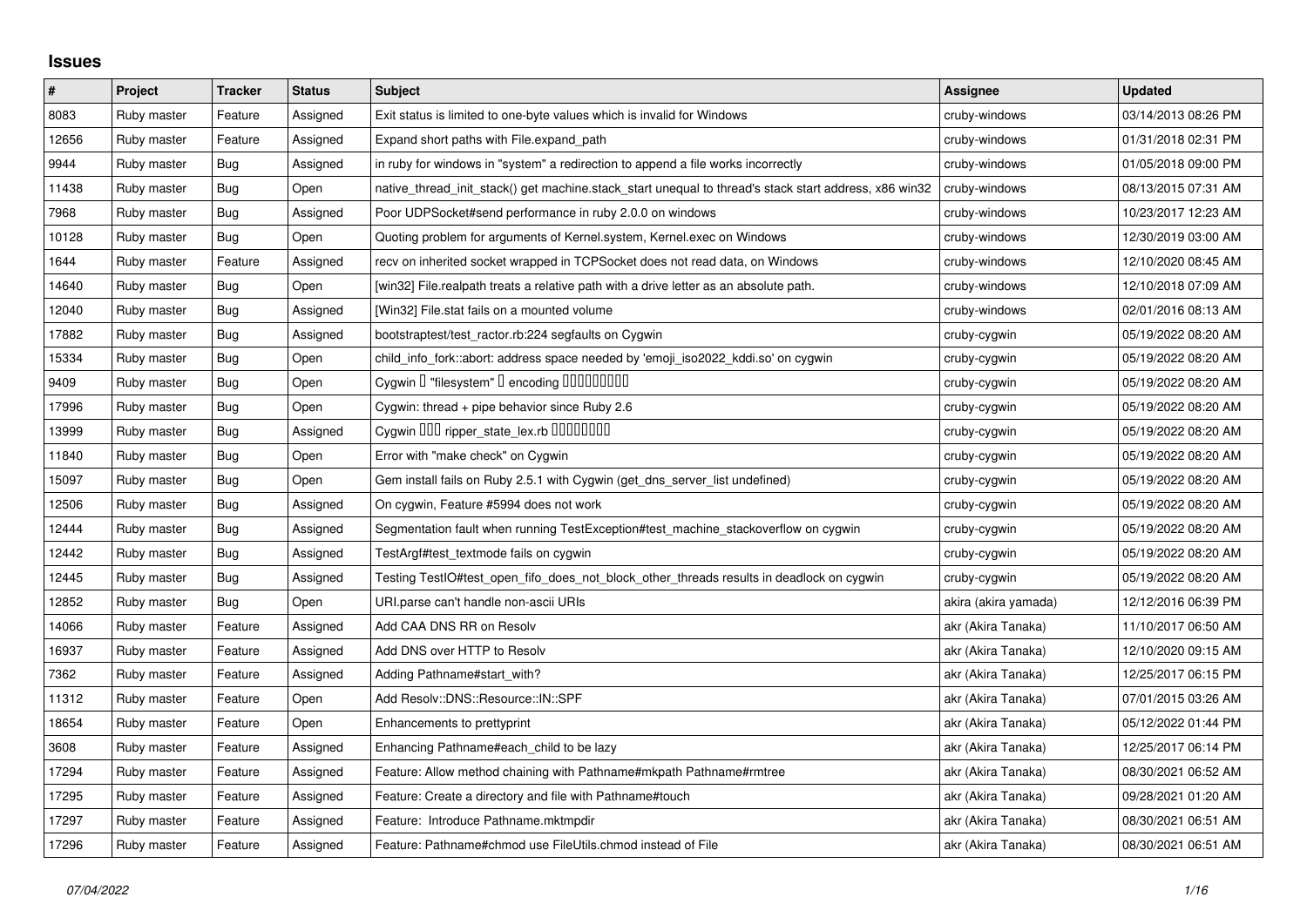## Issues

| # | Project | Tracker | Status | Subject | Assignee | Updated |
|---|---|---|---|---|---|---|
| 8083 | Ruby master | Feature | Assigned | Exit status is limited to one-byte values which is invalid for Windows | cruby-windows | 03/14/2013 08:26 PM |
| 12656 | Ruby master | Feature | Assigned | Expand short paths with File.expand_path | cruby-windows | 01/31/2018 02:31 PM |
| 9944 | Ruby master | Bug | Assigned | in ruby for windows in "system" a redirection to append a file works incorrectly | cruby-windows | 01/05/2018 09:00 PM |
| 11438 | Ruby master | Bug | Open | native_thread_init_stack() get machine.stack_start unequal to thread's stack start address, x86 win32 | cruby-windows | 08/13/2015 07:31 AM |
| 7968 | Ruby master | Bug | Assigned | Poor UDPSocket#send performance in ruby 2.0.0 on windows | cruby-windows | 10/23/2017 12:23 AM |
| 10128 | Ruby master | Bug | Open | Quoting problem for arguments of Kernel.system, Kernel.exec on Windows | cruby-windows | 12/30/2019 03:00 AM |
| 1644 | Ruby master | Feature | Assigned | recv on inherited socket wrapped in TCPSocket does not read data, on Windows | cruby-windows | 12/10/2020 08:45 AM |
| 14640 | Ruby master | Bug | Open | [win32] File.realpath treats a relative path with a drive letter as an absolute path. | cruby-windows | 12/10/2018 07:09 AM |
| 12040 | Ruby master | Bug | Assigned | [Win32] File.stat fails on a mounted volume | cruby-windows | 02/01/2016 08:13 AM |
| 17882 | Ruby master | Bug | Assigned | bootstraptest/test_ractor.rb:224 segfaults on Cygwin | cruby-cygwin | 05/19/2022 08:20 AM |
| 15334 | Ruby master | Bug | Open | child_info_fork::abort: address space needed by 'emoji_iso2022_kddi.so' on cygwin | cruby-cygwin | 05/19/2022 08:20 AM |
| 9409 | Ruby master | Bug | Open | Cygwin □ "filesystem" □ encoding □□□□□□□□□ | cruby-cygwin | 05/19/2022 08:20 AM |
| 17996 | Ruby master | Bug | Open | Cygwin: thread + pipe behavior since Ruby 2.6 | cruby-cygwin | 05/19/2022 08:20 AM |
| 13999 | Ruby master | Bug | Assigned | Cygwin □□□ ripper_state_lex.rb □□□□□□□□ | cruby-cygwin | 05/19/2022 08:20 AM |
| 11840 | Ruby master | Bug | Open | Error with "make check" on Cygwin | cruby-cygwin | 05/19/2022 08:20 AM |
| 15097 | Ruby master | Bug | Open | Gem install fails on Ruby 2.5.1 with Cygwin (get_dns_server_list undefined) | cruby-cygwin | 05/19/2022 08:20 AM |
| 12506 | Ruby master | Bug | Assigned | On cygwin, Feature #5994 does not work | cruby-cygwin | 05/19/2022 08:20 AM |
| 12444 | Ruby master | Bug | Assigned | Segmentation fault when running TestException#test_machine_stackoverflow on cygwin | cruby-cygwin | 05/19/2022 08:20 AM |
| 12442 | Ruby master | Bug | Assigned | TestArgf#test_textmode fails on cygwin | cruby-cygwin | 05/19/2022 08:20 AM |
| 12445 | Ruby master | Bug | Assigned | Testing TestIO#test_open_fifo_does_not_block_other_threads results in deadlock on cygwin | cruby-cygwin | 05/19/2022 08:20 AM |
| 12852 | Ruby master | Bug | Open | URI.parse can't handle non-ascii URIs | akira (akira yamada) | 12/12/2016 06:39 PM |
| 14066 | Ruby master | Feature | Assigned | Add CAA DNS RR on Resolv | akr (Akira Tanaka) | 11/10/2017 06:50 AM |
| 16937 | Ruby master | Feature | Assigned | Add DNS over HTTP to Resolv | akr (Akira Tanaka) | 12/10/2020 09:15 AM |
| 7362 | Ruby master | Feature | Assigned | Adding Pathname#start_with? | akr (Akira Tanaka) | 12/25/2017 06:15 PM |
| 11312 | Ruby master | Feature | Open | Add Resolv::DNS::Resource::IN::SPF | akr (Akira Tanaka) | 07/01/2015 03:26 AM |
| 18654 | Ruby master | Feature | Open | Enhancements to prettyprint | akr (Akira Tanaka) | 05/12/2022 01:44 PM |
| 3608 | Ruby master | Feature | Assigned | Enhancing Pathname#each_child to be lazy | akr (Akira Tanaka) | 12/25/2017 06:14 PM |
| 17294 | Ruby master | Feature | Assigned | Feature: Allow method chaining with Pathname#mkpath Pathname#rmtree | akr (Akira Tanaka) | 08/30/2021 06:52 AM |
| 17295 | Ruby master | Feature | Assigned | Feature: Create a directory and file with Pathname#touch | akr (Akira Tanaka) | 09/28/2021 01:20 AM |
| 17297 | Ruby master | Feature | Assigned | Feature: Introduce Pathname.mktmpdir | akr (Akira Tanaka) | 08/30/2021 06:51 AM |
| 17296 | Ruby master | Feature | Assigned | Feature: Pathname#chmod use FileUtils.chmod instead of File | akr (Akira Tanaka) | 08/30/2021 06:51 AM |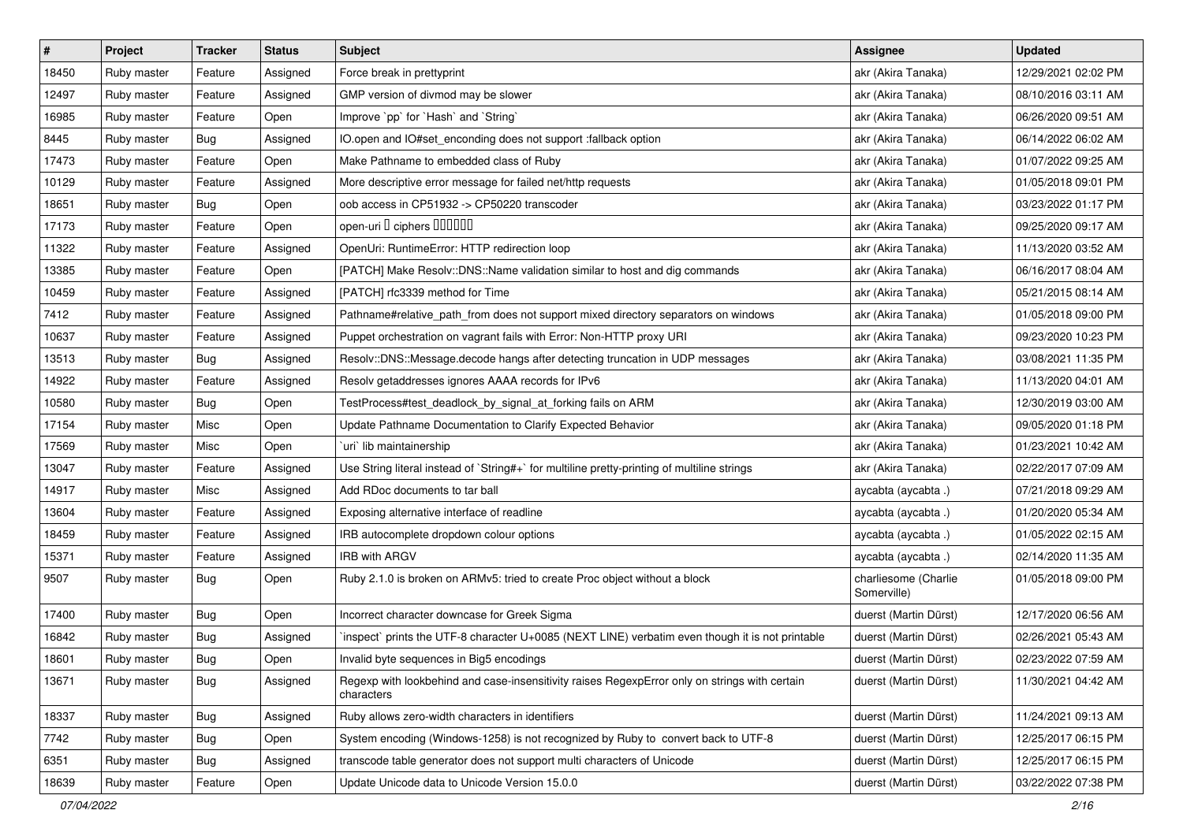| # | Project | Tracker | Status | Subject | Assignee | Updated |
|---|---|---|---|---|---|---|
| 18450 | Ruby master | Feature | Assigned | Force break in prettyprint | akr (Akira Tanaka) | 12/29/2021 02:02 PM |
| 12497 | Ruby master | Feature | Assigned | GMP version of divmod may be slower | akr (Akira Tanaka) | 08/10/2016 03:11 AM |
| 16985 | Ruby master | Feature | Open | Improve `pp` for `Hash` and `String` | akr (Akira Tanaka) | 06/26/2020 09:51 AM |
| 8445 | Ruby master | Bug | Assigned | IO.open and IO#set_enconding does not support :fallback option | akr (Akira Tanaka) | 06/14/2022 06:02 AM |
| 17473 | Ruby master | Feature | Open | Make Pathname to embedded class of Ruby | akr (Akira Tanaka) | 01/07/2022 09:25 AM |
| 10129 | Ruby master | Feature | Assigned | More descriptive error message for failed net/http requests | akr (Akira Tanaka) | 01/05/2018 09:01 PM |
| 18651 | Ruby master | Bug | Open | oob access in CP51932 -> CP50220 transcoder | akr (Akira Tanaka) | 03/23/2022 01:17 PM |
| 17173 | Ruby master | Feature | Open | open-uri � ciphers ������ | akr (Akira Tanaka) | 09/25/2020 09:17 AM |
| 11322 | Ruby master | Feature | Assigned | OpenUri: RuntimeError: HTTP redirection loop | akr (Akira Tanaka) | 11/13/2020 03:52 AM |
| 13385 | Ruby master | Feature | Open | [PATCH] Make Resolv::DNS::Name validation similar to host and dig commands | akr (Akira Tanaka) | 06/16/2017 08:04 AM |
| 10459 | Ruby master | Feature | Assigned | [PATCH] rfc3339 method for Time | akr (Akira Tanaka) | 05/21/2015 08:14 AM |
| 7412 | Ruby master | Feature | Assigned | Pathname#relative_path_from does not support mixed directory separators on windows | akr (Akira Tanaka) | 01/05/2018 09:00 PM |
| 10637 | Ruby master | Feature | Assigned | Puppet orchestration on vagrant fails with Error: Non-HTTP proxy URI | akr (Akira Tanaka) | 09/23/2020 10:23 PM |
| 13513 | Ruby master | Bug | Assigned | Resolv::DNS::Message.decode hangs after detecting truncation in UDP messages | akr (Akira Tanaka) | 03/08/2021 11:35 PM |
| 14922 | Ruby master | Feature | Assigned | Resolv getaddresses ignores AAAA records for IPv6 | akr (Akira Tanaka) | 11/13/2020 04:01 AM |
| 10580 | Ruby master | Bug | Open | TestProcess#test_deadlock_by_signal_at_forking fails on ARM | akr (Akira Tanaka) | 12/30/2019 03:00 AM |
| 17154 | Ruby master | Misc | Open | Update Pathname Documentation to Clarify Expected Behavior | akr (Akira Tanaka) | 09/05/2020 01:18 PM |
| 17569 | Ruby master | Misc | Open | `uri` lib maintainership | akr (Akira Tanaka) | 01/23/2021 10:42 AM |
| 13047 | Ruby master | Feature | Assigned | Use String literal instead of `String#+` for multiline pretty-printing of multiline strings | akr (Akira Tanaka) | 02/22/2017 07:09 AM |
| 14917 | Ruby master | Misc | Assigned | Add RDoc documents to tar ball | aycabta (aycabta .) | 07/21/2018 09:29 AM |
| 13604 | Ruby master | Feature | Assigned | Exposing alternative interface of readline | aycabta (aycabta .) | 01/20/2020 05:34 AM |
| 18459 | Ruby master | Feature | Assigned | IRB autocomplete dropdown colour options | aycabta (aycabta .) | 01/05/2022 02:15 AM |
| 15371 | Ruby master | Feature | Assigned | IRB with ARGV | aycabta (aycabta .) | 02/14/2020 11:35 AM |
| 9507 | Ruby master | Bug | Open | Ruby 2.1.0 is broken on ARMv5: tried to create Proc object without a block | charliesome (Charlie Somerville) | 01/05/2018 09:00 PM |
| 17400 | Ruby master | Bug | Open | Incorrect character downcase for Greek Sigma | duerst (Martin Dürst) | 12/17/2020 06:56 AM |
| 16842 | Ruby master | Bug | Assigned | `inspect` prints the UTF-8 character U+0085 (NEXT LINE) verbatim even though it is not printable | duerst (Martin Dürst) | 02/26/2021 05:43 AM |
| 18601 | Ruby master | Bug | Open | Invalid byte sequences in Big5 encodings | duerst (Martin Dürst) | 02/23/2022 07:59 AM |
| 13671 | Ruby master | Bug | Assigned | Regexp with lookbehind and case-insensitivity raises RegexpError only on strings with certain characters | duerst (Martin Dürst) | 11/30/2021 04:42 AM |
| 18337 | Ruby master | Bug | Assigned | Ruby allows zero-width characters in identifiers | duerst (Martin Dürst) | 11/24/2021 09:13 AM |
| 7742 | Ruby master | Bug | Open | System encoding (Windows-1258) is not recognized by Ruby to convert back to UTF-8 | duerst (Martin Dürst) | 12/25/2017 06:15 PM |
| 6351 | Ruby master | Bug | Assigned | transcode table generator does not support multi characters of Unicode | duerst (Martin Dürst) | 12/25/2017 06:15 PM |
| 18639 | Ruby master | Feature | Open | Update Unicode data to Unicode Version 15.0.0 | duerst (Martin Dürst) | 03/22/2022 07:38 PM |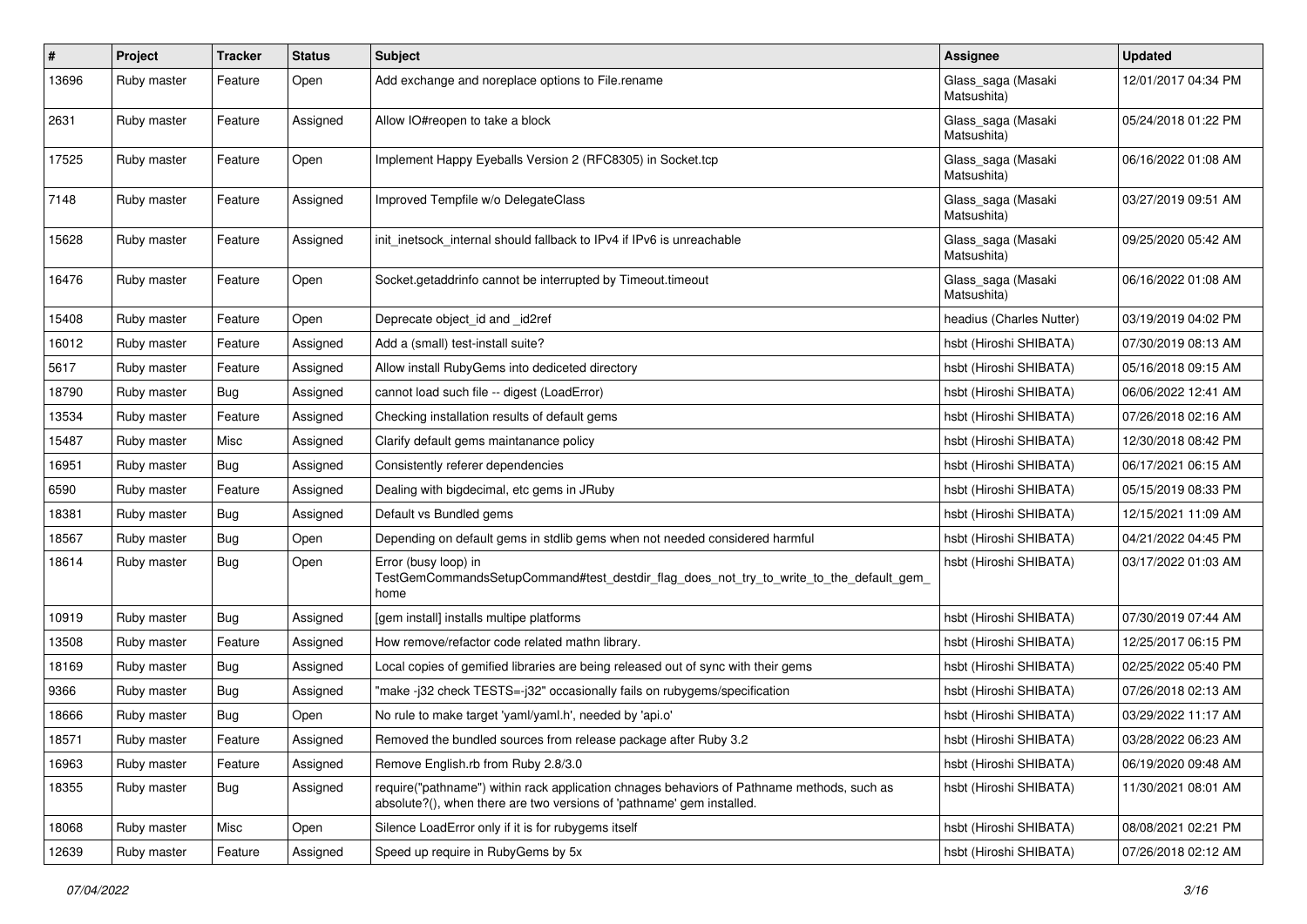| # | Project | Tracker | Status | Subject | Assignee | Updated |
|---|---|---|---|---|---|---|
| 13696 | Ruby master | Feature | Open | Add exchange and noreplace options to File.rename | Glass_saga (Masaki Matsushita) | 12/01/2017 04:34 PM |
| 2631 | Ruby master | Feature | Assigned | Allow IO#reopen to take a block | Glass_saga (Masaki Matsushita) | 05/24/2018 01:22 PM |
| 17525 | Ruby master | Feature | Open | Implement Happy Eyeballs Version 2 (RFC8305) in Socket.tcp | Glass_saga (Masaki Matsushita) | 06/16/2022 01:08 AM |
| 7148 | Ruby master | Feature | Assigned | Improved Tempfile w/o DelegateClass | Glass_saga (Masaki Matsushita) | 03/27/2019 09:51 AM |
| 15628 | Ruby master | Feature | Assigned | init_inetsock_internal should fallback to IPv4 if IPv6 is unreachable | Glass_saga (Masaki Matsushita) | 09/25/2020 05:42 AM |
| 16476 | Ruby master | Feature | Open | Socket.getaddrinfo cannot be interrupted by Timeout.timeout | Glass_saga (Masaki Matsushita) | 06/16/2022 01:08 AM |
| 15408 | Ruby master | Feature | Open | Deprecate object_id and _id2ref | headius (Charles Nutter) | 03/19/2019 04:02 PM |
| 16012 | Ruby master | Feature | Assigned | Add a (small) test-install suite? | hsbt (Hiroshi SHIBATA) | 07/30/2019 08:13 AM |
| 5617 | Ruby master | Feature | Assigned | Allow install RubyGems into dediceted directory | hsbt (Hiroshi SHIBATA) | 05/16/2018 09:15 AM |
| 18790 | Ruby master | Bug | Assigned | cannot load such file -- digest (LoadError) | hsbt (Hiroshi SHIBATA) | 06/06/2022 12:41 AM |
| 13534 | Ruby master | Feature | Assigned | Checking installation results of default gems | hsbt (Hiroshi SHIBATA) | 07/26/2018 02:16 AM |
| 15487 | Ruby master | Misc | Assigned | Clarify default gems maintanance policy | hsbt (Hiroshi SHIBATA) | 12/30/2018 08:42 PM |
| 16951 | Ruby master | Bug | Assigned | Consistently referer dependencies | hsbt (Hiroshi SHIBATA) | 06/17/2021 06:15 AM |
| 6590 | Ruby master | Feature | Assigned | Dealing with bigdecimal, etc gems in JRuby | hsbt (Hiroshi SHIBATA) | 05/15/2019 08:33 PM |
| 18381 | Ruby master | Bug | Assigned | Default vs Bundled gems | hsbt (Hiroshi SHIBATA) | 12/15/2021 11:09 AM |
| 18567 | Ruby master | Bug | Open | Depending on default gems in stdlib gems when not needed considered harmful | hsbt (Hiroshi SHIBATA) | 04/21/2022 04:45 PM |
| 18614 | Ruby master | Bug | Open | Error (busy loop) in TestGemCommandsSetupCommand#test_destdir_flag_does_not_try_to_write_to_the_default_gem_home | hsbt (Hiroshi SHIBATA) | 03/17/2022 01:03 AM |
| 10919 | Ruby master | Bug | Assigned | [gem install] installs multipe platforms | hsbt (Hiroshi SHIBATA) | 07/30/2019 07:44 AM |
| 13508 | Ruby master | Feature | Assigned | How remove/refactor code related mathn library. | hsbt (Hiroshi SHIBATA) | 12/25/2017 06:15 PM |
| 18169 | Ruby master | Bug | Assigned | Local copies of gemified libraries are being released out of sync with their gems | hsbt (Hiroshi SHIBATA) | 02/25/2022 05:40 PM |
| 9366 | Ruby master | Bug | Assigned | "make -j32 check TESTS=-j32" occasionally fails on rubygems/specification | hsbt (Hiroshi SHIBATA) | 07/26/2018 02:13 AM |
| 18666 | Ruby master | Bug | Open | No rule to make target 'yaml/yaml.h', needed by 'api.o' | hsbt (Hiroshi SHIBATA) | 03/29/2022 11:17 AM |
| 18571 | Ruby master | Feature | Assigned | Removed the bundled sources from release package after Ruby 3.2 | hsbt (Hiroshi SHIBATA) | 03/28/2022 06:23 AM |
| 16963 | Ruby master | Feature | Assigned | Remove English.rb from Ruby 2.8/3.0 | hsbt (Hiroshi SHIBATA) | 06/19/2020 09:48 AM |
| 18355 | Ruby master | Bug | Assigned | require("pathname") within rack application chnages behaviors of Pathname methods, such as absolute?(), when there are two versions of 'pathname' gem installed. | hsbt (Hiroshi SHIBATA) | 11/30/2021 08:01 AM |
| 18068 | Ruby master | Misc | Open | Silence LoadError only if it is for rubygems itself | hsbt (Hiroshi SHIBATA) | 08/08/2021 02:21 PM |
| 12639 | Ruby master | Feature | Assigned | Speed up require in RubyGems by 5x | hsbt (Hiroshi SHIBATA) | 07/26/2018 02:12 AM |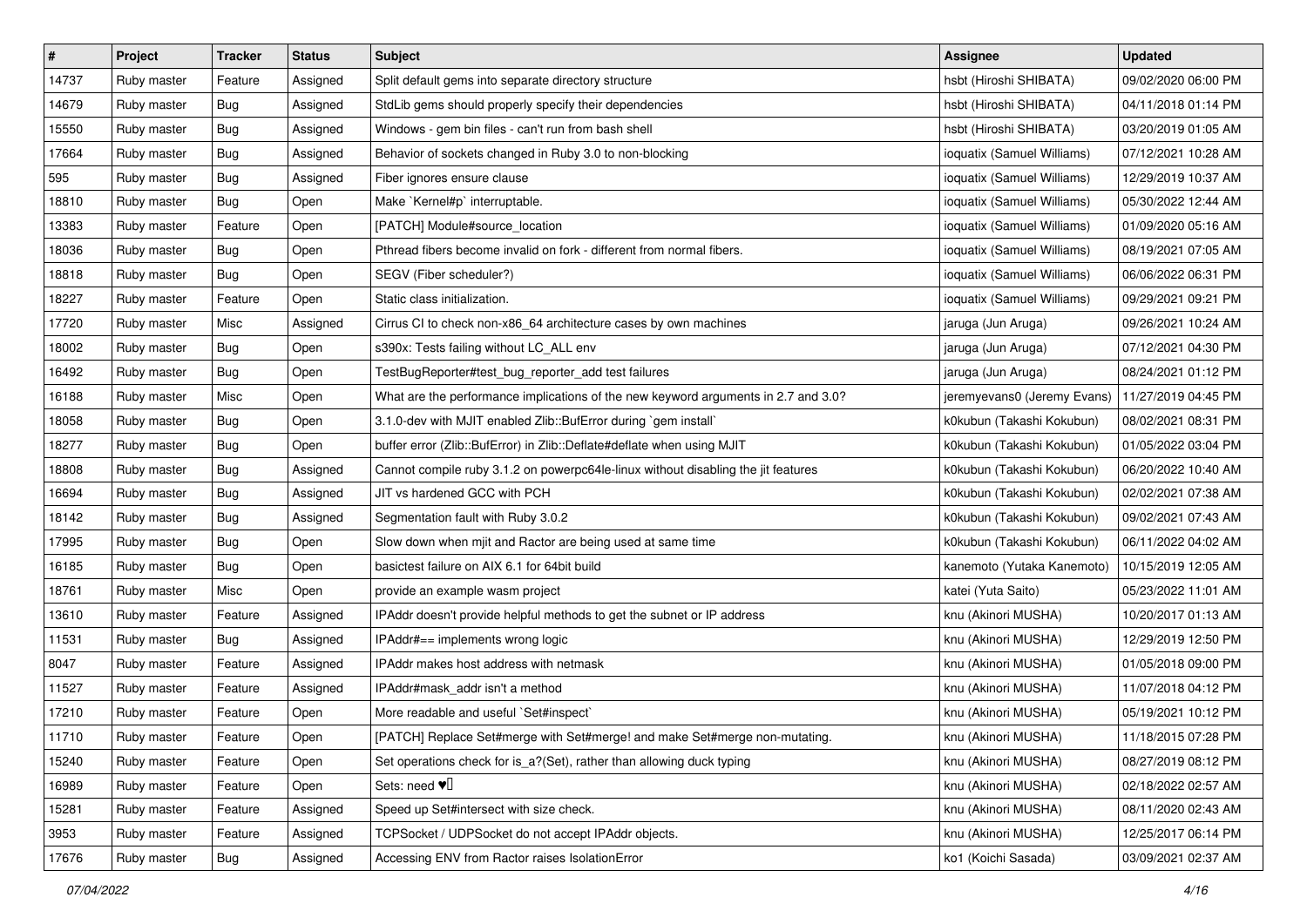| # | Project | Tracker | Status | Subject | Assignee | Updated |
|---|---|---|---|---|---|---|
| 14737 | Ruby master | Feature | Assigned | Split default gems into separate directory structure | hsbt (Hiroshi SHIBATA) | 09/02/2020 06:00 PM |
| 14679 | Ruby master | Bug | Assigned | StdLib gems should properly specify their dependencies | hsbt (Hiroshi SHIBATA) | 04/11/2018 01:14 PM |
| 15550 | Ruby master | Bug | Assigned | Windows - gem bin files - can't run from bash shell | hsbt (Hiroshi SHIBATA) | 03/20/2019 01:05 AM |
| 17664 | Ruby master | Bug | Assigned | Behavior of sockets changed in Ruby 3.0 to non-blocking | ioquatix (Samuel Williams) | 07/12/2021 10:28 AM |
| 595 | Ruby master | Bug | Assigned | Fiber ignores ensure clause | ioquatix (Samuel Williams) | 12/29/2019 10:37 AM |
| 18810 | Ruby master | Bug | Open | Make `Kernel#p` interruptable. | ioquatix (Samuel Williams) | 05/30/2022 12:44 AM |
| 13383 | Ruby master | Feature | Open | [PATCH] Module#source_location | ioquatix (Samuel Williams) | 01/09/2020 05:16 AM |
| 18036 | Ruby master | Bug | Open | Pthread fibers become invalid on fork - different from normal fibers. | ioquatix (Samuel Williams) | 08/19/2021 07:05 AM |
| 18818 | Ruby master | Bug | Open | SEGV (Fiber scheduler?) | ioquatix (Samuel Williams) | 06/06/2022 06:31 PM |
| 18227 | Ruby master | Feature | Open | Static class initialization. | ioquatix (Samuel Williams) | 09/29/2021 09:21 PM |
| 17720 | Ruby master | Misc | Assigned | Cirrus CI to check non-x86_64 architecture cases by own machines | jaruga (Jun Aruga) | 09/26/2021 10:24 AM |
| 18002 | Ruby master | Bug | Open | s390x: Tests failing without LC_ALL env | jaruga (Jun Aruga) | 07/12/2021 04:30 PM |
| 16492 | Ruby master | Bug | Open | TestBugReporter#test_bug_reporter_add test failures | jaruga (Jun Aruga) | 08/24/2021 01:12 PM |
| 16188 | Ruby master | Misc | Open | What are the performance implications of the new keyword arguments in 2.7 and 3.0? | jeremyevans0 (Jeremy Evans) | 11/27/2019 04:45 PM |
| 18058 | Ruby master | Bug | Open | 3.1.0-dev with MJIT enabled Zlib::BufError during `gem install` | k0kubun (Takashi Kokubun) | 08/02/2021 08:31 PM |
| 18277 | Ruby master | Bug | Open | buffer error (Zlib::BufError) in Zlib::Deflate#deflate when using MJIT | k0kubun (Takashi Kokubun) | 01/05/2022 03:04 PM |
| 18808 | Ruby master | Bug | Assigned | Cannot compile ruby 3.1.2 on powerpc64le-linux without disabling the jit features | k0kubun (Takashi Kokubun) | 06/20/2022 10:40 AM |
| 16694 | Ruby master | Bug | Assigned | JIT vs hardened GCC with PCH | k0kubun (Takashi Kokubun) | 02/02/2021 07:38 AM |
| 18142 | Ruby master | Bug | Assigned | Segmentation fault with Ruby 3.0.2 | k0kubun (Takashi Kokubun) | 09/02/2021 07:43 AM |
| 17995 | Ruby master | Bug | Open | Slow down when mjit and Ractor are being used at same time | k0kubun (Takashi Kokubun) | 06/11/2022 04:02 AM |
| 16185 | Ruby master | Bug | Open | basictest failure on AIX 6.1 for 64bit build | kanemoto (Yutaka Kanemoto) | 10/15/2019 12:05 AM |
| 18761 | Ruby master | Misc | Open | provide an example wasm project | katei (Yuta Saito) | 05/23/2022 11:01 AM |
| 13610 | Ruby master | Feature | Assigned | IPAddr doesn't provide helpful methods to get the subnet or IP address | knu (Akinori MUSHA) | 10/20/2017 01:13 AM |
| 11531 | Ruby master | Bug | Assigned | IPAddr#== implements wrong logic | knu (Akinori MUSHA) | 12/29/2019 12:50 PM |
| 8047 | Ruby master | Feature | Assigned | IPAddr makes host address with netmask | knu (Akinori MUSHA) | 01/05/2018 09:00 PM |
| 11527 | Ruby master | Feature | Assigned | IPAddr#mask_addr isn't a method | knu (Akinori MUSHA) | 11/07/2018 04:12 PM |
| 17210 | Ruby master | Feature | Open | More readable and useful `Set#inspect` | knu (Akinori MUSHA) | 05/19/2021 10:12 PM |
| 11710 | Ruby master | Feature | Open | [PATCH] Replace Set#merge with Set#merge! and make Set#merge non-mutating. | knu (Akinori MUSHA) | 11/18/2015 07:28 PM |
| 15240 | Ruby master | Feature | Open | Set operations check for is_a?(Set), rather than allowing duck typing | knu (Akinori MUSHA) | 08/27/2019 08:12 PM |
| 16989 | Ruby master | Feature | Open | Sets: need ♥️ | knu (Akinori MUSHA) | 02/18/2022 02:57 AM |
| 15281 | Ruby master | Feature | Assigned | Speed up Set#intersect with size check. | knu (Akinori MUSHA) | 08/11/2020 02:43 AM |
| 3953 | Ruby master | Feature | Assigned | TCPSocket / UDPSocket do not accept IPAddr objects. | knu (Akinori MUSHA) | 12/25/2017 06:14 PM |
| 17676 | Ruby master | Bug | Assigned | Accessing ENV from Ractor raises IsolationError | ko1 (Koichi Sasada) | 03/09/2021 02:37 AM |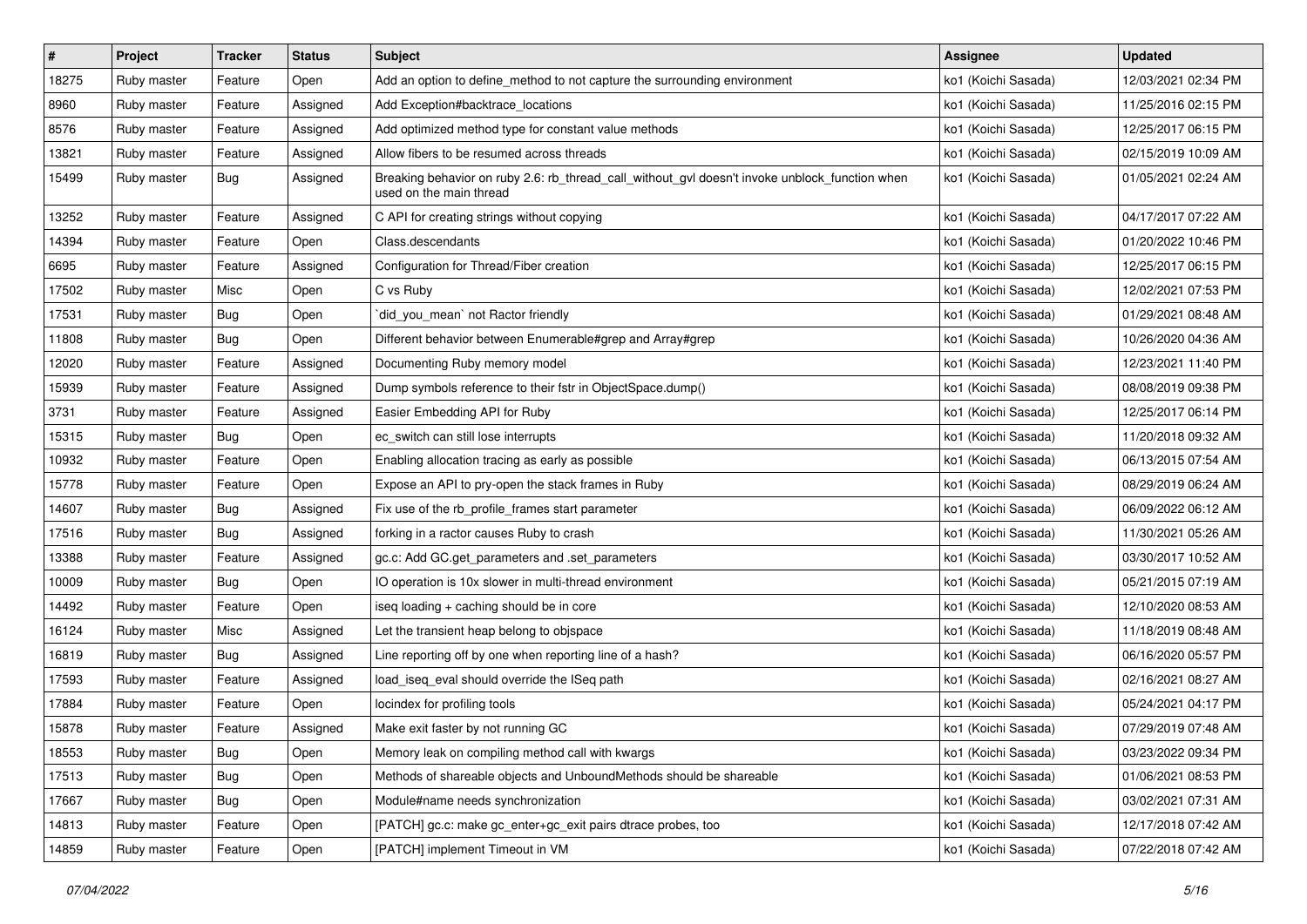| # | Project | Tracker | Status | Subject | Assignee | Updated |
|---|---|---|---|---|---|---|
| 18275 | Ruby master | Feature | Open | Add an option to define_method to not capture the surrounding environment | ko1 (Koichi Sasada) | 12/03/2021 02:34 PM |
| 8960 | Ruby master | Feature | Assigned | Add Exception#backtrace_locations | ko1 (Koichi Sasada) | 11/25/2016 02:15 PM |
| 8576 | Ruby master | Feature | Assigned | Add optimized method type for constant value methods | ko1 (Koichi Sasada) | 12/25/2017 06:15 PM |
| 13821 | Ruby master | Feature | Assigned | Allow fibers to be resumed across threads | ko1 (Koichi Sasada) | 02/15/2019 10:09 AM |
| 15499 | Ruby master | Bug | Assigned | Breaking behavior on ruby 2.6: rb_thread_call_without_gvl doesn't invoke unblock_function when used on the main thread | ko1 (Koichi Sasada) | 01/05/2021 02:24 AM |
| 13252 | Ruby master | Feature | Assigned | C API for creating strings without copying | ko1 (Koichi Sasada) | 04/17/2017 07:22 AM |
| 14394 | Ruby master | Feature | Open | Class.descendants | ko1 (Koichi Sasada) | 01/20/2022 10:46 PM |
| 6695 | Ruby master | Feature | Assigned | Configuration for Thread/Fiber creation | ko1 (Koichi Sasada) | 12/25/2017 06:15 PM |
| 17502 | Ruby master | Misc | Open | C vs Ruby | ko1 (Koichi Sasada) | 12/02/2021 07:53 PM |
| 17531 | Ruby master | Bug | Open | `did_you_mean` not Ractor friendly | ko1 (Koichi Sasada) | 01/29/2021 08:48 AM |
| 11808 | Ruby master | Bug | Open | Different behavior between Enumerable#grep and Array#grep | ko1 (Koichi Sasada) | 10/26/2020 04:36 AM |
| 12020 | Ruby master | Feature | Assigned | Documenting Ruby memory model | ko1 (Koichi Sasada) | 12/23/2021 11:40 PM |
| 15939 | Ruby master | Feature | Assigned | Dump symbols reference to their fstr in ObjectSpace.dump() | ko1 (Koichi Sasada) | 08/08/2019 09:38 PM |
| 3731 | Ruby master | Feature | Assigned | Easier Embedding API for Ruby | ko1 (Koichi Sasada) | 12/25/2017 06:14 PM |
| 15315 | Ruby master | Bug | Open | ec_switch can still lose interrupts | ko1 (Koichi Sasada) | 11/20/2018 09:32 AM |
| 10932 | Ruby master | Feature | Open | Enabling allocation tracing as early as possible | ko1 (Koichi Sasada) | 06/13/2015 07:54 AM |
| 15778 | Ruby master | Feature | Open | Expose an API to pry-open the stack frames in Ruby | ko1 (Koichi Sasada) | 08/29/2019 06:24 AM |
| 14607 | Ruby master | Bug | Assigned | Fix use of the rb_profile_frames start parameter | ko1 (Koichi Sasada) | 06/09/2022 06:12 AM |
| 17516 | Ruby master | Bug | Assigned | forking in a ractor causes Ruby to crash | ko1 (Koichi Sasada) | 11/30/2021 05:26 AM |
| 13388 | Ruby master | Feature | Assigned | gc.c: Add GC.get_parameters and .set_parameters | ko1 (Koichi Sasada) | 03/30/2017 10:52 AM |
| 10009 | Ruby master | Bug | Open | IO operation is 10x slower in multi-thread environment | ko1 (Koichi Sasada) | 05/21/2015 07:19 AM |
| 14492 | Ruby master | Feature | Open | iseq loading + caching should be in core | ko1 (Koichi Sasada) | 12/10/2020 08:53 AM |
| 16124 | Ruby master | Misc | Assigned | Let the transient heap belong to objspace | ko1 (Koichi Sasada) | 11/18/2019 08:48 AM |
| 16819 | Ruby master | Bug | Assigned | Line reporting off by one when reporting line of a hash? | ko1 (Koichi Sasada) | 06/16/2020 05:57 PM |
| 17593 | Ruby master | Feature | Assigned | load_iseq_eval should override the ISeq path | ko1 (Koichi Sasada) | 02/16/2021 08:27 AM |
| 17884 | Ruby master | Feature | Open | locindex for profiling tools | ko1 (Koichi Sasada) | 05/24/2021 04:17 PM |
| 15878 | Ruby master | Feature | Assigned | Make exit faster by not running GC | ko1 (Koichi Sasada) | 07/29/2019 07:48 AM |
| 18553 | Ruby master | Bug | Open | Memory leak on compiling method call with kwargs | ko1 (Koichi Sasada) | 03/23/2022 09:34 PM |
| 17513 | Ruby master | Bug | Open | Methods of shareable objects and UnboundMethods should be shareable | ko1 (Koichi Sasada) | 01/06/2021 08:53 PM |
| 17667 | Ruby master | Bug | Open | Module#name needs synchronization | ko1 (Koichi Sasada) | 03/02/2021 07:31 AM |
| 14813 | Ruby master | Feature | Open | [PATCH] gc.c: make gc_enter+gc_exit pairs dtrace probes, too | ko1 (Koichi Sasada) | 12/17/2018 07:42 AM |
| 14859 | Ruby master | Feature | Open | [PATCH] implement Timeout in VM | ko1 (Koichi Sasada) | 07/22/2018 07:42 AM |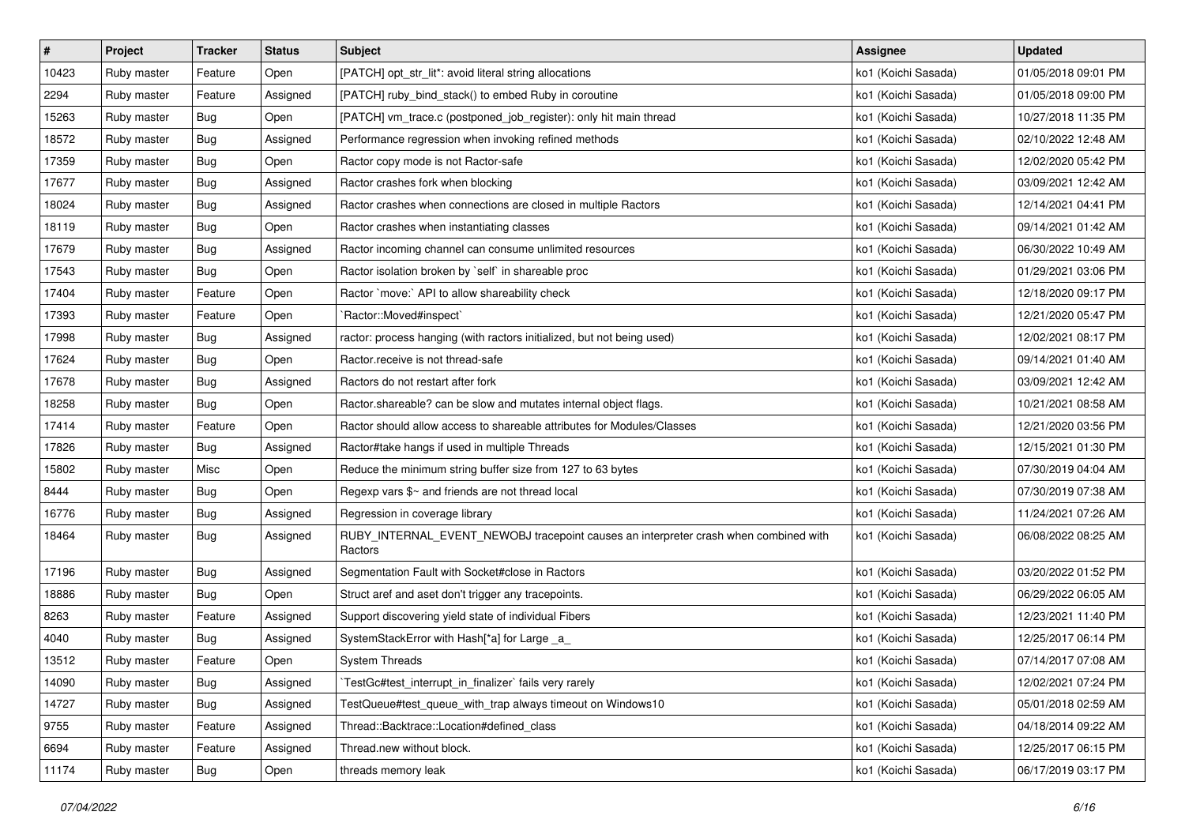| # | Project | Tracker | Status | Subject | Assignee | Updated |
|---|---|---|---|---|---|---|
| 10423 | Ruby master | Feature | Open | [PATCH] opt_str_lit*: avoid literal string allocations | ko1 (Koichi Sasada) | 01/05/2018 09:01 PM |
| 2294 | Ruby master | Feature | Assigned | [PATCH] ruby_bind_stack() to embed Ruby in coroutine | ko1 (Koichi Sasada) | 01/05/2018 09:00 PM |
| 15263 | Ruby master | Bug | Open | [PATCH] vm_trace.c (postponed_job_register): only hit main thread | ko1 (Koichi Sasada) | 10/27/2018 11:35 PM |
| 18572 | Ruby master | Bug | Assigned | Performance regression when invoking refined methods | ko1 (Koichi Sasada) | 02/10/2022 12:48 AM |
| 17359 | Ruby master | Bug | Open | Ractor copy mode is not Ractor-safe | ko1 (Koichi Sasada) | 12/02/2020 05:42 PM |
| 17677 | Ruby master | Bug | Assigned | Ractor crashes fork when blocking | ko1 (Koichi Sasada) | 03/09/2021 12:42 AM |
| 18024 | Ruby master | Bug | Assigned | Ractor crashes when connections are closed in multiple Ractors | ko1 (Koichi Sasada) | 12/14/2021 04:41 PM |
| 18119 | Ruby master | Bug | Open | Ractor crashes when instantiating classes | ko1 (Koichi Sasada) | 09/14/2021 01:42 AM |
| 17679 | Ruby master | Bug | Assigned | Ractor incoming channel can consume unlimited resources | ko1 (Koichi Sasada) | 06/30/2022 10:49 AM |
| 17543 | Ruby master | Bug | Open | Ractor isolation broken by `self` in shareable proc | ko1 (Koichi Sasada) | 01/29/2021 03:06 PM |
| 17404 | Ruby master | Feature | Open | Ractor `move:` API to allow shareability check | ko1 (Koichi Sasada) | 12/18/2020 09:17 PM |
| 17393 | Ruby master | Feature | Open | `Ractor::Moved#inspect` | ko1 (Koichi Sasada) | 12/21/2020 05:47 PM |
| 17998 | Ruby master | Bug | Assigned | ractor: process hanging (with ractors initialized, but not being used) | ko1 (Koichi Sasada) | 12/02/2021 08:17 PM |
| 17624 | Ruby master | Bug | Open | Ractor.receive is not thread-safe | ko1 (Koichi Sasada) | 09/14/2021 01:40 AM |
| 17678 | Ruby master | Bug | Assigned | Ractors do not restart after fork | ko1 (Koichi Sasada) | 03/09/2021 12:42 AM |
| 18258 | Ruby master | Bug | Open | Ractor.shareable? can be slow and mutates internal object flags. | ko1 (Koichi Sasada) | 10/21/2021 08:58 AM |
| 17414 | Ruby master | Feature | Open | Ractor should allow access to shareable attributes for Modules/Classes | ko1 (Koichi Sasada) | 12/21/2020 03:56 PM |
| 17826 | Ruby master | Bug | Assigned | Ractor#take hangs if used in multiple Threads | ko1 (Koichi Sasada) | 12/15/2021 01:30 PM |
| 15802 | Ruby master | Misc | Open | Reduce the minimum string buffer size from 127 to 63 bytes | ko1 (Koichi Sasada) | 07/30/2019 04:04 AM |
| 8444 | Ruby master | Bug | Open | Regexp vars $~ and friends are not thread local | ko1 (Koichi Sasada) | 07/30/2019 07:38 AM |
| 16776 | Ruby master | Bug | Assigned | Regression in coverage library | ko1 (Koichi Sasada) | 11/24/2021 07:26 AM |
| 18464 | Ruby master | Bug | Assigned | RUBY_INTERNAL_EVENT_NEWOBJ tracepoint causes an interpreter crash when combined with Ractors | ko1 (Koichi Sasada) | 06/08/2022 08:25 AM |
| 17196 | Ruby master | Bug | Assigned | Segmentation Fault with Socket#close in Ractors | ko1 (Koichi Sasada) | 03/20/2022 01:52 PM |
| 18886 | Ruby master | Bug | Open | Struct aref and aset don't trigger any tracepoints. | ko1 (Koichi Sasada) | 06/29/2022 06:05 AM |
| 8263 | Ruby master | Feature | Assigned | Support discovering yield state of individual Fibers | ko1 (Koichi Sasada) | 12/23/2021 11:40 PM |
| 4040 | Ruby master | Bug | Assigned | SystemStackError with Hash[*a] for Large _a_ | ko1 (Koichi Sasada) | 12/25/2017 06:14 PM |
| 13512 | Ruby master | Feature | Open | System Threads | ko1 (Koichi Sasada) | 07/14/2017 07:08 AM |
| 14090 | Ruby master | Bug | Assigned | `TestGc#test_interrupt_in_finalizer` fails very rarely | ko1 (Koichi Sasada) | 12/02/2021 07:24 PM |
| 14727 | Ruby master | Bug | Assigned | TestQueue#test_queue_with_trap always timeout on Windows10 | ko1 (Koichi Sasada) | 05/01/2018 02:59 AM |
| 9755 | Ruby master | Feature | Assigned | Thread::Backtrace::Location#defined_class | ko1 (Koichi Sasada) | 04/18/2014 09:22 AM |
| 6694 | Ruby master | Feature | Assigned | Thread.new without block. | ko1 (Koichi Sasada) | 12/25/2017 06:15 PM |
| 11174 | Ruby master | Bug | Open | threads memory leak | ko1 (Koichi Sasada) | 06/17/2019 03:17 PM |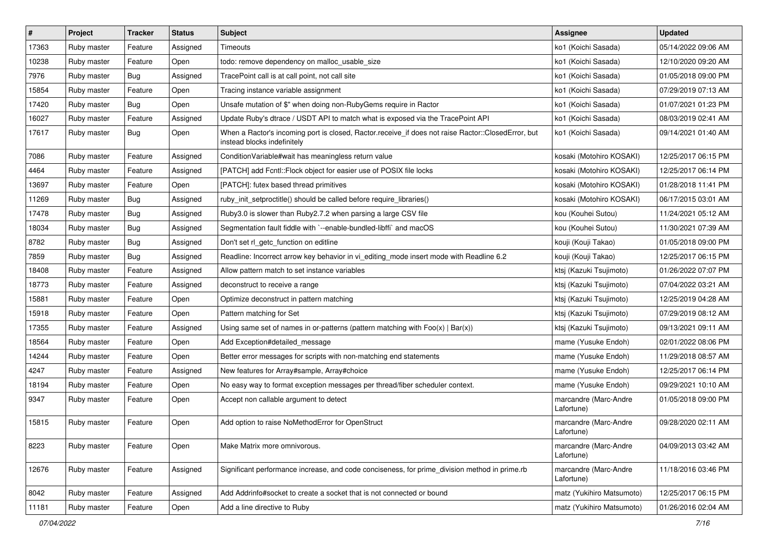| # | Project | Tracker | Status | Subject | Assignee | Updated |
|---|---|---|---|---|---|---|
| 17363 | Ruby master | Feature | Assigned | Timeouts | ko1 (Koichi Sasada) | 05/14/2022 09:06 AM |
| 10238 | Ruby master | Feature | Open | todo: remove dependency on malloc_usable_size | ko1 (Koichi Sasada) | 12/10/2020 09:20 AM |
| 7976 | Ruby master | Bug | Assigned | TracePoint call is at call point, not call site | ko1 (Koichi Sasada) | 01/05/2018 09:00 PM |
| 15854 | Ruby master | Feature | Open | Tracing instance variable assignment | ko1 (Koichi Sasada) | 07/29/2019 07:13 AM |
| 17420 | Ruby master | Bug | Open | Unsafe mutation of $" when doing non-RubyGems require in Ractor | ko1 (Koichi Sasada) | 01/07/2021 01:23 PM |
| 16027 | Ruby master | Feature | Assigned | Update Ruby's dtrace / USDT API to match what is exposed via the TracePoint API | ko1 (Koichi Sasada) | 08/03/2019 02:41 AM |
| 17617 | Ruby master | Bug | Open | When a Ractor's incoming port is closed, Ractor.receive_if does not raise Ractor::ClosedError, but instead blocks indefinitely | ko1 (Koichi Sasada) | 09/14/2021 01:40 AM |
| 7086 | Ruby master | Feature | Assigned | ConditionVariable#wait has meaningless return value | kosaki (Motohiro KOSAKI) | 12/25/2017 06:15 PM |
| 4464 | Ruby master | Feature | Assigned | [PATCH] add Fcntl::Flock object for easier use of POSIX file locks | kosaki (Motohiro KOSAKI) | 12/25/2017 06:14 PM |
| 13697 | Ruby master | Feature | Open | [PATCH]: futex based thread primitives | kosaki (Motohiro KOSAKI) | 01/28/2018 11:41 PM |
| 11269 | Ruby master | Bug | Assigned | ruby_init_setproctitle() should be called before require_libraries() | kosaki (Motohiro KOSAKI) | 06/17/2015 03:01 AM |
| 17478 | Ruby master | Bug | Assigned | Ruby3.0 is slower than Ruby2.7.2 when parsing a large CSV file | kou (Kouhei Sutou) | 11/24/2021 05:12 AM |
| 18034 | Ruby master | Bug | Assigned | Segmentation fault fiddle with `--enable-bundled-libffi` and macOS | kou (Kouhei Sutou) | 11/30/2021 07:39 AM |
| 8782 | Ruby master | Bug | Assigned | Don't set rl_getc_function on editline | kouji (Kouji Takao) | 01/05/2018 09:00 PM |
| 7859 | Ruby master | Bug | Assigned | Readline: Incorrect arrow key behavior in vi_editing_mode insert mode with Readline 6.2 | kouji (Kouji Takao) | 12/25/2017 06:15 PM |
| 18408 | Ruby master | Feature | Assigned | Allow pattern match to set instance variables | ktsj (Kazuki Tsujimoto) | 01/26/2022 07:07 PM |
| 18773 | Ruby master | Feature | Assigned | deconstruct to receive a range | ktsj (Kazuki Tsujimoto) | 07/04/2022 03:21 AM |
| 15881 | Ruby master | Feature | Open | Optimize deconstruct in pattern matching | ktsj (Kazuki Tsujimoto) | 12/25/2019 04:28 AM |
| 15918 | Ruby master | Feature | Open | Pattern matching for Set | ktsj (Kazuki Tsujimoto) | 07/29/2019 08:12 AM |
| 17355 | Ruby master | Feature | Assigned | Using same set of names in or-patterns (pattern matching with Foo(x) \| Bar(x)) | ktsj (Kazuki Tsujimoto) | 09/13/2021 09:11 AM |
| 18564 | Ruby master | Feature | Open | Add Exception#detailed_message | mame (Yusuke Endoh) | 02/01/2022 08:06 PM |
| 14244 | Ruby master | Feature | Open | Better error messages for scripts with non-matching end statements | mame (Yusuke Endoh) | 11/29/2018 08:57 AM |
| 4247 | Ruby master | Feature | Assigned | New features for Array#sample, Array#choice | mame (Yusuke Endoh) | 12/25/2017 06:14 PM |
| 18194 | Ruby master | Feature | Open | No easy way to format exception messages per thread/fiber scheduler context. | mame (Yusuke Endoh) | 09/29/2021 10:10 AM |
| 9347 | Ruby master | Feature | Open | Accept non callable argument to detect | marcandre (Marc-Andre Lafortune) | 01/05/2018 09:00 PM |
| 15815 | Ruby master | Feature | Open | Add option to raise NoMethodError for OpenStruct | marcandre (Marc-Andre Lafortune) | 09/28/2020 02:11 AM |
| 8223 | Ruby master | Feature | Open | Make Matrix more omnivorous. | marcandre (Marc-Andre Lafortune) | 04/09/2013 03:42 AM |
| 12676 | Ruby master | Feature | Assigned | Significant performance increase, and code conciseness, for prime_division method in prime.rb | marcandre (Marc-Andre Lafortune) | 11/18/2016 03:46 PM |
| 8042 | Ruby master | Feature | Assigned | Add Addrinfo#socket to create a socket that is not connected or bound | matz (Yukihiro Matsumoto) | 12/25/2017 06:15 PM |
| 11181 | Ruby master | Feature | Open | Add a line directive to Ruby | matz (Yukihiro Matsumoto) | 01/26/2016 02:04 AM |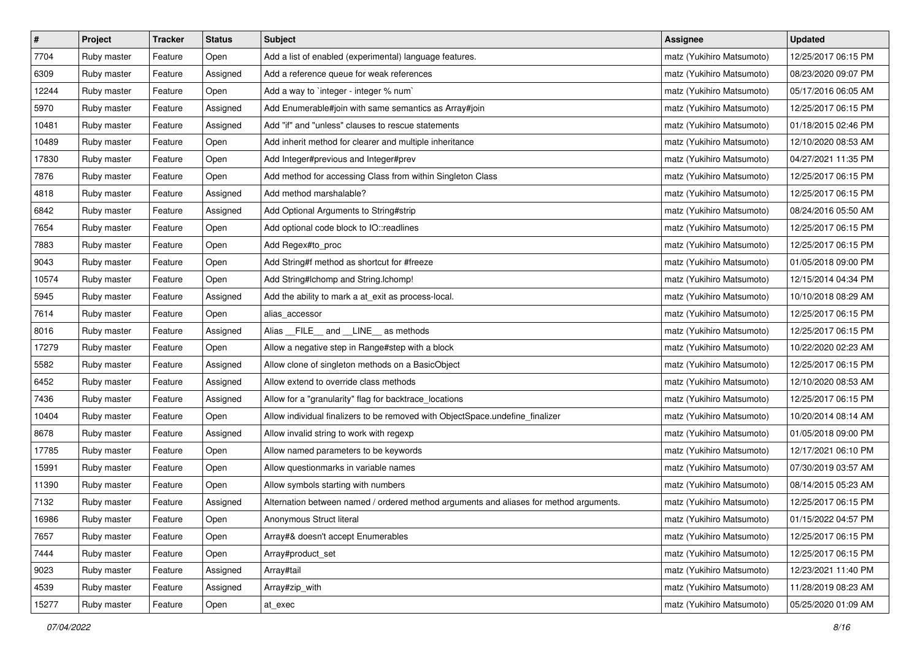| # | Project | Tracker | Status | Subject | Assignee | Updated |
|---|---|---|---|---|---|---|
| 7704 | Ruby master | Feature | Open | Add a list of enabled (experimental) language features. | matz (Yukihiro Matsumoto) | 12/25/2017 06:15 PM |
| 6309 | Ruby master | Feature | Assigned | Add a reference queue for weak references | matz (Yukihiro Matsumoto) | 08/23/2020 09:07 PM |
| 12244 | Ruby master | Feature | Open | Add a way to `integer - integer % num` | matz (Yukihiro Matsumoto) | 05/17/2016 06:05 AM |
| 5970 | Ruby master | Feature | Assigned | Add Enumerable#join with same semantics as Array#join | matz (Yukihiro Matsumoto) | 12/25/2017 06:15 PM |
| 10481 | Ruby master | Feature | Assigned | Add "if" and "unless" clauses to rescue statements | matz (Yukihiro Matsumoto) | 01/18/2015 02:46 PM |
| 10489 | Ruby master | Feature | Open | Add inherit method for clearer and multiple inheritance | matz (Yukihiro Matsumoto) | 12/10/2020 08:53 AM |
| 17830 | Ruby master | Feature | Open | Add Integer#previous and Integer#prev | matz (Yukihiro Matsumoto) | 04/27/2021 11:35 PM |
| 7876 | Ruby master | Feature | Open | Add method for accessing Class from within Singleton Class | matz (Yukihiro Matsumoto) | 12/25/2017 06:15 PM |
| 4818 | Ruby master | Feature | Assigned | Add method marshalable? | matz (Yukihiro Matsumoto) | 12/25/2017 06:15 PM |
| 6842 | Ruby master | Feature | Assigned | Add Optional Arguments to String#strip | matz (Yukihiro Matsumoto) | 08/24/2016 05:50 AM |
| 7654 | Ruby master | Feature | Open | Add optional code block to IO::readlines | matz (Yukihiro Matsumoto) | 12/25/2017 06:15 PM |
| 7883 | Ruby master | Feature | Open | Add Regex#to_proc | matz (Yukihiro Matsumoto) | 12/25/2017 06:15 PM |
| 9043 | Ruby master | Feature | Open | Add String#f method as shortcut for #freeze | matz (Yukihiro Matsumoto) | 01/05/2018 09:00 PM |
| 10574 | Ruby master | Feature | Open | Add String#lchomp and String.lchomp! | matz (Yukihiro Matsumoto) | 12/15/2014 04:34 PM |
| 5945 | Ruby master | Feature | Assigned | Add the ability to mark a at_exit as process-local. | matz (Yukihiro Matsumoto) | 10/10/2018 08:29 AM |
| 7614 | Ruby master | Feature | Open | alias_accessor | matz (Yukihiro Matsumoto) | 12/25/2017 06:15 PM |
| 8016 | Ruby master | Feature | Assigned | Alias __FILE__ and __LINE__ as methods | matz (Yukihiro Matsumoto) | 12/25/2017 06:15 PM |
| 17279 | Ruby master | Feature | Open | Allow a negative step in Range#step with a block | matz (Yukihiro Matsumoto) | 10/22/2020 02:23 AM |
| 5582 | Ruby master | Feature | Assigned | Allow clone of singleton methods on a BasicObject | matz (Yukihiro Matsumoto) | 12/25/2017 06:15 PM |
| 6452 | Ruby master | Feature | Assigned | Allow extend to override class methods | matz (Yukihiro Matsumoto) | 12/10/2020 08:53 AM |
| 7436 | Ruby master | Feature | Assigned | Allow for a "granularity" flag for backtrace_locations | matz (Yukihiro Matsumoto) | 12/25/2017 06:15 PM |
| 10404 | Ruby master | Feature | Open | Allow individual finalizers to be removed with ObjectSpace.undefine_finalizer | matz (Yukihiro Matsumoto) | 10/20/2014 08:14 AM |
| 8678 | Ruby master | Feature | Assigned | Allow invalid string to work with regexp | matz (Yukihiro Matsumoto) | 01/05/2018 09:00 PM |
| 17785 | Ruby master | Feature | Open | Allow named parameters to be keywords | matz (Yukihiro Matsumoto) | 12/17/2021 06:10 PM |
| 15991 | Ruby master | Feature | Open | Allow questionmarks in variable names | matz (Yukihiro Matsumoto) | 07/30/2019 03:57 AM |
| 11390 | Ruby master | Feature | Open | Allow symbols starting with numbers | matz (Yukihiro Matsumoto) | 08/14/2015 05:23 AM |
| 7132 | Ruby master | Feature | Assigned | Alternation between named / ordered method arguments and aliases for method arguments. | matz (Yukihiro Matsumoto) | 12/25/2017 06:15 PM |
| 16986 | Ruby master | Feature | Open | Anonymous Struct literal | matz (Yukihiro Matsumoto) | 01/15/2022 04:57 PM |
| 7657 | Ruby master | Feature | Open | Array#& doesn't accept Enumerables | matz (Yukihiro Matsumoto) | 12/25/2017 06:15 PM |
| 7444 | Ruby master | Feature | Open | Array#product_set | matz (Yukihiro Matsumoto) | 12/25/2017 06:15 PM |
| 9023 | Ruby master | Feature | Assigned | Array#tail | matz (Yukihiro Matsumoto) | 12/23/2021 11:40 PM |
| 4539 | Ruby master | Feature | Assigned | Array#zip_with | matz (Yukihiro Matsumoto) | 11/28/2019 08:23 AM |
| 15277 | Ruby master | Feature | Open | at_exec | matz (Yukihiro Matsumoto) | 05/25/2020 01:09 AM |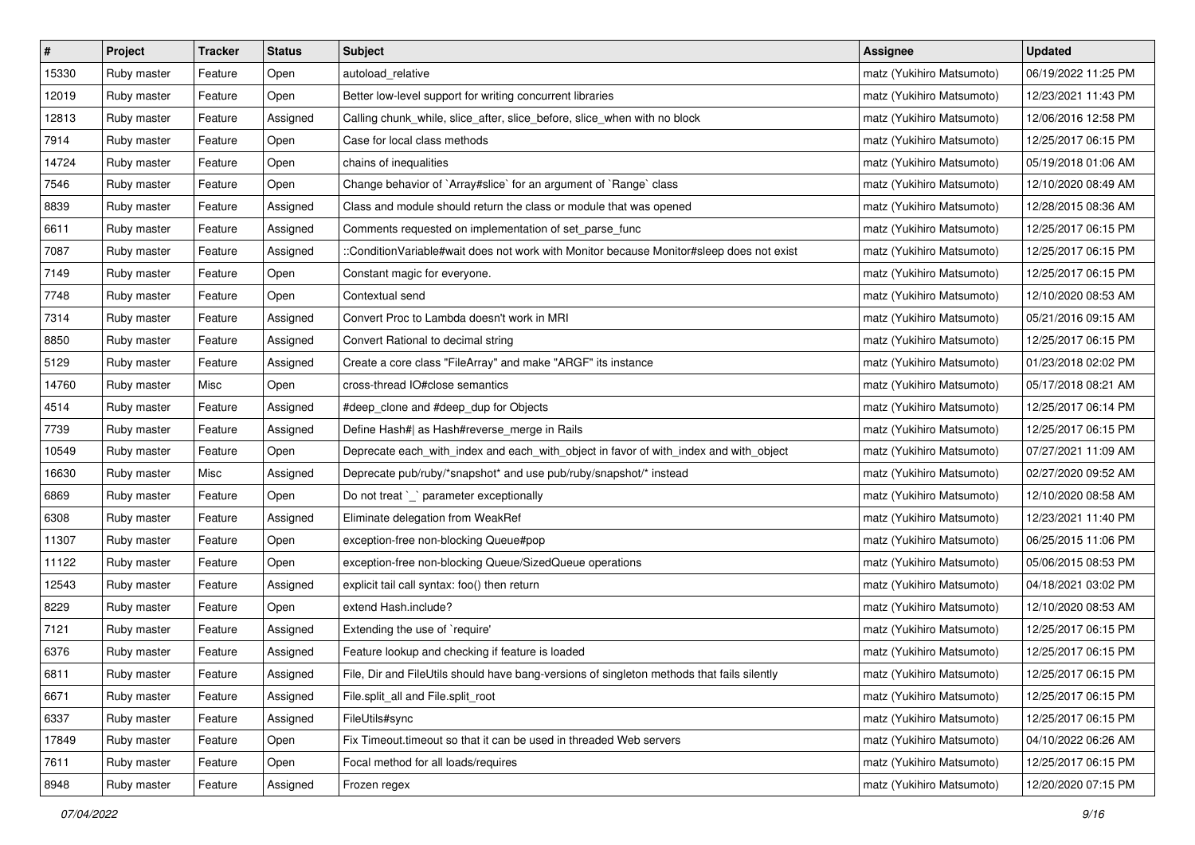| # | Project | Tracker | Status | Subject | Assignee | Updated |
| --- | --- | --- | --- | --- | --- | --- |
| 15330 | Ruby master | Feature | Open | autoload_relative | matz (Yukihiro Matsumoto) | 06/19/2022 11:25 PM |
| 12019 | Ruby master | Feature | Open | Better low-level support for writing concurrent libraries | matz (Yukihiro Matsumoto) | 12/23/2021 11:43 PM |
| 12813 | Ruby master | Feature | Assigned | Calling chunk_while, slice_after, slice_before, slice_when with no block | matz (Yukihiro Matsumoto) | 12/06/2016 12:58 PM |
| 7914 | Ruby master | Feature | Open | Case for local class methods | matz (Yukihiro Matsumoto) | 12/25/2017 06:15 PM |
| 14724 | Ruby master | Feature | Open | chains of inequalities | matz (Yukihiro Matsumoto) | 05/19/2018 01:06 AM |
| 7546 | Ruby master | Feature | Open | Change behavior of `Array#slice` for an argument of `Range` class | matz (Yukihiro Matsumoto) | 12/10/2020 08:49 AM |
| 8839 | Ruby master | Feature | Assigned | Class and module should return the class or module that was opened | matz (Yukihiro Matsumoto) | 12/28/2015 08:36 AM |
| 6611 | Ruby master | Feature | Assigned | Comments requested on implementation of set_parse_func | matz (Yukihiro Matsumoto) | 12/25/2017 06:15 PM |
| 7087 | Ruby master | Feature | Assigned | ::ConditionVariable#wait does not work with Monitor because Monitor#sleep does not exist | matz (Yukihiro Matsumoto) | 12/25/2017 06:15 PM |
| 7149 | Ruby master | Feature | Open | Constant magic for everyone. | matz (Yukihiro Matsumoto) | 12/25/2017 06:15 PM |
| 7748 | Ruby master | Feature | Open | Contextual send | matz (Yukihiro Matsumoto) | 12/10/2020 08:53 AM |
| 7314 | Ruby master | Feature | Assigned | Convert Proc to Lambda doesn't work in MRI | matz (Yukihiro Matsumoto) | 05/21/2016 09:15 AM |
| 8850 | Ruby master | Feature | Assigned | Convert Rational to decimal string | matz (Yukihiro Matsumoto) | 12/25/2017 06:15 PM |
| 5129 | Ruby master | Feature | Assigned | Create a core class "FileArray" and make "ARGF" its instance | matz (Yukihiro Matsumoto) | 01/23/2018 02:02 PM |
| 14760 | Ruby master | Misc | Open | cross-thread IO#close semantics | matz (Yukihiro Matsumoto) | 05/17/2018 08:21 AM |
| 4514 | Ruby master | Feature | Assigned | #deep_clone and #deep_dup for Objects | matz (Yukihiro Matsumoto) | 12/25/2017 06:14 PM |
| 7739 | Ruby master | Feature | Assigned | Define Hash#\| as Hash#reverse_merge in Rails | matz (Yukihiro Matsumoto) | 12/25/2017 06:15 PM |
| 10549 | Ruby master | Feature | Open | Deprecate each_with_index and each_with_object in favor of with_index and with_object | matz (Yukihiro Matsumoto) | 07/27/2021 11:09 AM |
| 16630 | Ruby master | Misc | Assigned | Deprecate pub/ruby/*snapshot* and use pub/ruby/snapshot/* instead | matz (Yukihiro Matsumoto) | 02/27/2020 09:52 AM |
| 6869 | Ruby master | Feature | Open | Do not treat `_` parameter exceptionally | matz (Yukihiro Matsumoto) | 12/10/2020 08:58 AM |
| 6308 | Ruby master | Feature | Assigned | Eliminate delegation from WeakRef | matz (Yukihiro Matsumoto) | 12/23/2021 11:40 PM |
| 11307 | Ruby master | Feature | Open | exception-free non-blocking Queue#pop | matz (Yukihiro Matsumoto) | 06/25/2015 11:06 PM |
| 11122 | Ruby master | Feature | Open | exception-free non-blocking Queue/SizedQueue operations | matz (Yukihiro Matsumoto) | 05/06/2015 08:53 PM |
| 12543 | Ruby master | Feature | Assigned | explicit tail call syntax: foo() then return | matz (Yukihiro Matsumoto) | 04/18/2021 03:02 PM |
| 8229 | Ruby master | Feature | Open | extend Hash.include? | matz (Yukihiro Matsumoto) | 12/10/2020 08:53 AM |
| 7121 | Ruby master | Feature | Assigned | Extending the use of `require' | matz (Yukihiro Matsumoto) | 12/25/2017 06:15 PM |
| 6376 | Ruby master | Feature | Assigned | Feature lookup and checking if feature is loaded | matz (Yukihiro Matsumoto) | 12/25/2017 06:15 PM |
| 6811 | Ruby master | Feature | Assigned | File, Dir and FileUtils should have bang-versions of singleton methods that fails silently | matz (Yukihiro Matsumoto) | 12/25/2017 06:15 PM |
| 6671 | Ruby master | Feature | Assigned | File.split_all and File.split_root | matz (Yukihiro Matsumoto) | 12/25/2017 06:15 PM |
| 6337 | Ruby master | Feature | Assigned | FileUtils#sync | matz (Yukihiro Matsumoto) | 12/25/2017 06:15 PM |
| 17849 | Ruby master | Feature | Open | Fix Timeout.timeout so that it can be used in threaded Web servers | matz (Yukihiro Matsumoto) | 04/10/2022 06:26 AM |
| 7611 | Ruby master | Feature | Open | Focal method for all loads/requires | matz (Yukihiro Matsumoto) | 12/25/2017 06:15 PM |
| 8948 | Ruby master | Feature | Assigned | Frozen regex | matz (Yukihiro Matsumoto) | 12/20/2020 07:15 PM |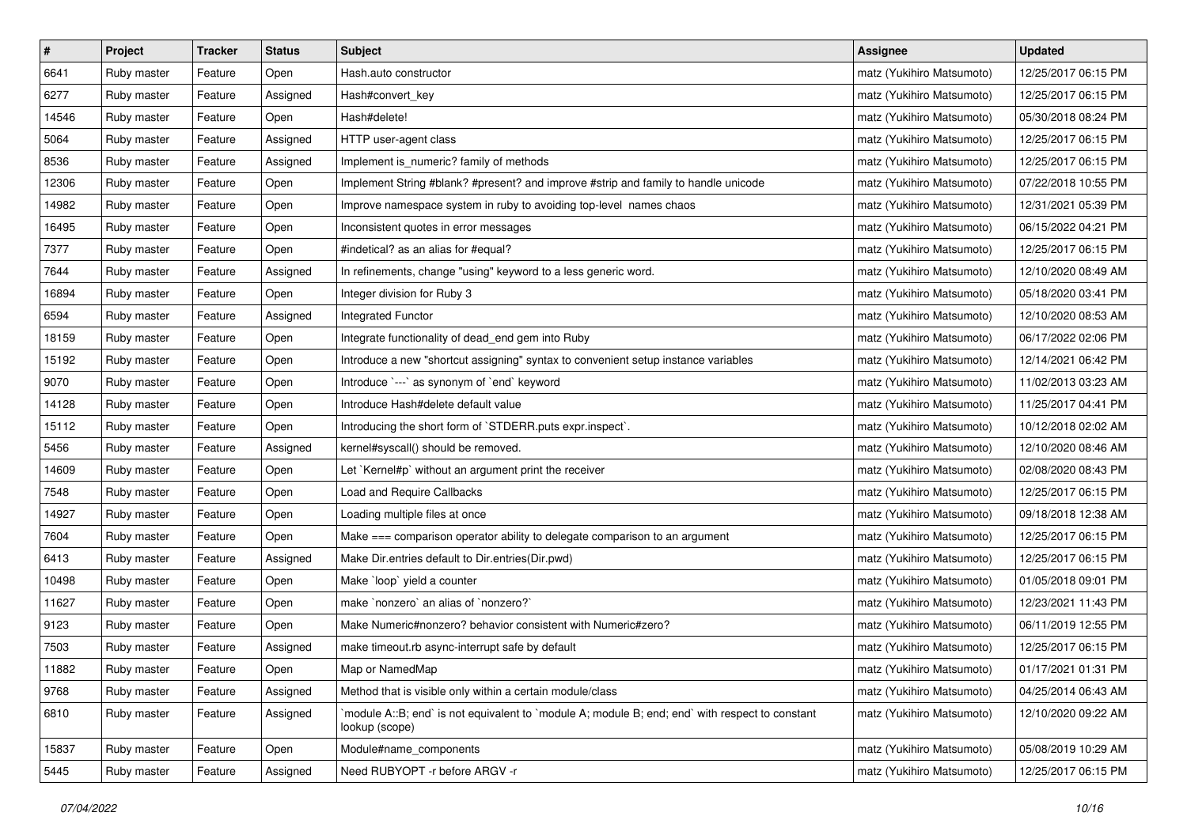| # | Project | Tracker | Status | Subject | Assignee | Updated |
|---|---|---|---|---|---|---|
| 6641 | Ruby master | Feature | Open | Hash.auto constructor | matz (Yukihiro Matsumoto) | 12/25/2017 06:15 PM |
| 6277 | Ruby master | Feature | Assigned | Hash#convert_key | matz (Yukihiro Matsumoto) | 12/25/2017 06:15 PM |
| 14546 | Ruby master | Feature | Open | Hash#delete! | matz (Yukihiro Matsumoto) | 05/30/2018 08:24 PM |
| 5064 | Ruby master | Feature | Assigned | HTTP user-agent class | matz (Yukihiro Matsumoto) | 12/25/2017 06:15 PM |
| 8536 | Ruby master | Feature | Assigned | Implement is_numeric? family of methods | matz (Yukihiro Matsumoto) | 12/25/2017 06:15 PM |
| 12306 | Ruby master | Feature | Open | Implement String #blank? #present? and improve #strip and family to handle unicode | matz (Yukihiro Matsumoto) | 07/22/2018 10:55 PM |
| 14982 | Ruby master | Feature | Open | Improve namespace system in ruby to avoiding top-level names chaos | matz (Yukihiro Matsumoto) | 12/31/2021 05:39 PM |
| 16495 | Ruby master | Feature | Open | Inconsistent quotes in error messages | matz (Yukihiro Matsumoto) | 06/15/2022 04:21 PM |
| 7377 | Ruby master | Feature | Open | #indetical? as an alias for #equal? | matz (Yukihiro Matsumoto) | 12/25/2017 06:15 PM |
| 7644 | Ruby master | Feature | Assigned | In refinements, change "using" keyword to a less generic word. | matz (Yukihiro Matsumoto) | 12/10/2020 08:49 AM |
| 16894 | Ruby master | Feature | Open | Integer division for Ruby 3 | matz (Yukihiro Matsumoto) | 05/18/2020 03:41 PM |
| 6594 | Ruby master | Feature | Assigned | Integrated Functor | matz (Yukihiro Matsumoto) | 12/10/2020 08:53 AM |
| 18159 | Ruby master | Feature | Open | Integrate functionality of dead_end gem into Ruby | matz (Yukihiro Matsumoto) | 06/17/2022 02:06 PM |
| 15192 | Ruby master | Feature | Open | Introduce a new "shortcut assigning" syntax to convenient setup instance variables | matz (Yukihiro Matsumoto) | 12/14/2021 06:42 PM |
| 9070 | Ruby master | Feature | Open | Introduce `---` as synonym of `end` keyword | matz (Yukihiro Matsumoto) | 11/02/2013 03:23 AM |
| 14128 | Ruby master | Feature | Open | Introduce Hash#delete default value | matz (Yukihiro Matsumoto) | 11/25/2017 04:41 PM |
| 15112 | Ruby master | Feature | Open | Introducing the short form of `STDERR.puts expr.inspect`. | matz (Yukihiro Matsumoto) | 10/12/2018 02:02 AM |
| 5456 | Ruby master | Feature | Assigned | kernel#syscall() should be removed. | matz (Yukihiro Matsumoto) | 12/10/2020 08:46 AM |
| 14609 | Ruby master | Feature | Open | Let `Kernel#p` without an argument print the receiver | matz (Yukihiro Matsumoto) | 02/08/2020 08:43 PM |
| 7548 | Ruby master | Feature | Open | Load and Require Callbacks | matz (Yukihiro Matsumoto) | 12/25/2017 06:15 PM |
| 14927 | Ruby master | Feature | Open | Loading multiple files at once | matz (Yukihiro Matsumoto) | 09/18/2018 12:38 AM |
| 7604 | Ruby master | Feature | Open | Make === comparison operator ability to delegate comparison to an argument | matz (Yukihiro Matsumoto) | 12/25/2017 06:15 PM |
| 6413 | Ruby master | Feature | Assigned | Make Dir.entries default to Dir.entries(Dir.pwd) | matz (Yukihiro Matsumoto) | 12/25/2017 06:15 PM |
| 10498 | Ruby master | Feature | Open | Make `loop` yield a counter | matz (Yukihiro Matsumoto) | 01/05/2018 09:01 PM |
| 11627 | Ruby master | Feature | Open | make `nonzero` an alias of `nonzero?` | matz (Yukihiro Matsumoto) | 12/23/2021 11:43 PM |
| 9123 | Ruby master | Feature | Open | Make Numeric#nonzero? behavior consistent with Numeric#zero? | matz (Yukihiro Matsumoto) | 06/11/2019 12:55 PM |
| 7503 | Ruby master | Feature | Assigned | make timeout.rb async-interrupt safe by default | matz (Yukihiro Matsumoto) | 12/25/2017 06:15 PM |
| 11882 | Ruby master | Feature | Open | Map or NamedMap | matz (Yukihiro Matsumoto) | 01/17/2021 01:31 PM |
| 9768 | Ruby master | Feature | Assigned | Method that is visible only within a certain module/class | matz (Yukihiro Matsumoto) | 04/25/2014 06:43 AM |
| 6810 | Ruby master | Feature | Assigned | `module A::B; end` is not equivalent to `module A; module B; end; end` with respect to constant lookup (scope) | matz (Yukihiro Matsumoto) | 12/10/2020 09:22 AM |
| 15837 | Ruby master | Feature | Open | Module#name_components | matz (Yukihiro Matsumoto) | 05/08/2019 10:29 AM |
| 5445 | Ruby master | Feature | Assigned | Need RUBYOPT -r before ARGV -r | matz (Yukihiro Matsumoto) | 12/25/2017 06:15 PM |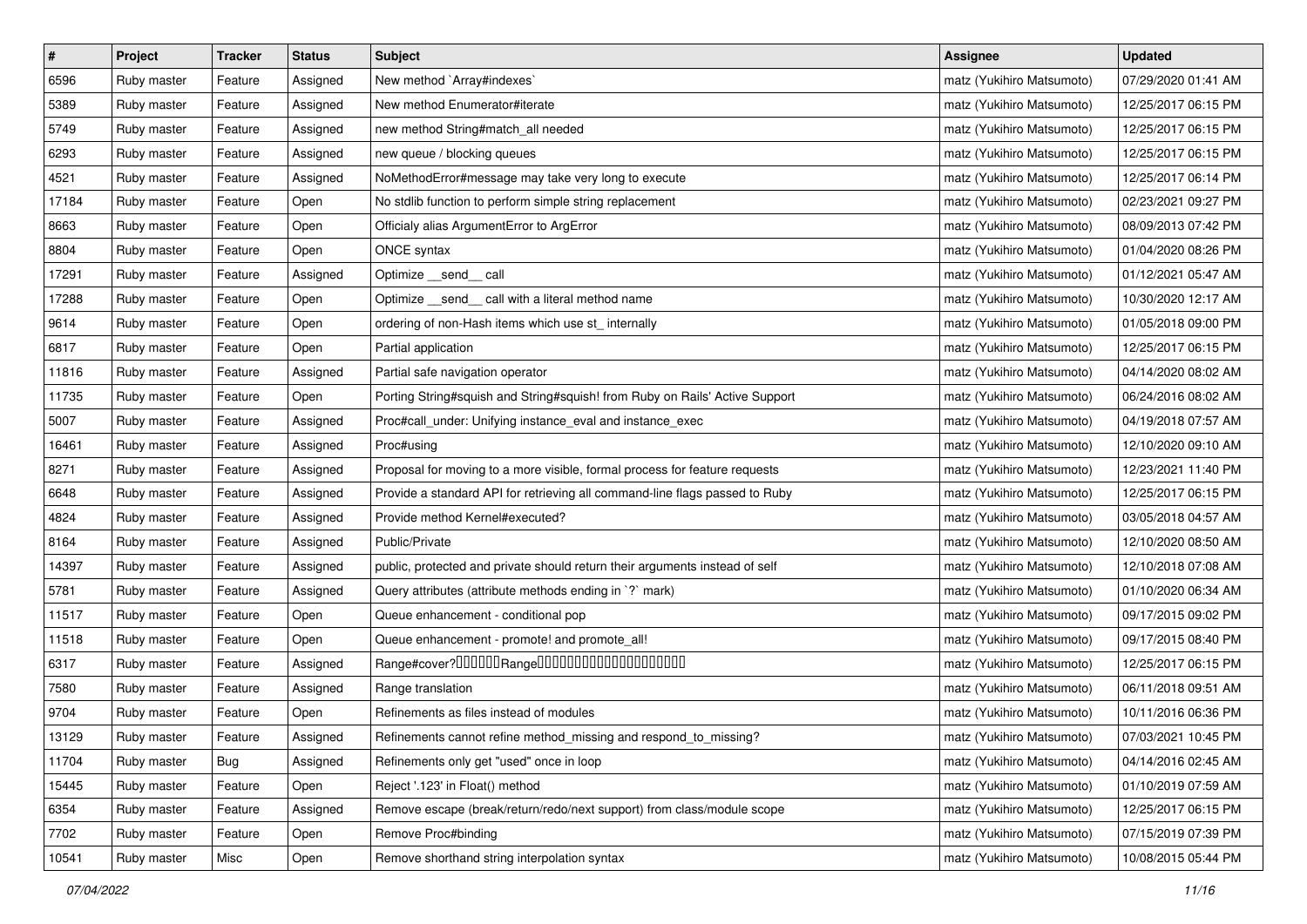| # | Project | Tracker | Status | Subject | Assignee | Updated |
|---|---|---|---|---|---|---|
| 6596 | Ruby master | Feature | Assigned | New method `Array#indexes` | matz (Yukihiro Matsumoto) | 07/29/2020 01:41 AM |
| 5389 | Ruby master | Feature | Assigned | New method Enumerator#iterate | matz (Yukihiro Matsumoto) | 12/25/2017 06:15 PM |
| 5749 | Ruby master | Feature | Assigned | new method String#match_all needed | matz (Yukihiro Matsumoto) | 12/25/2017 06:15 PM |
| 6293 | Ruby master | Feature | Assigned | new queue / blocking queues | matz (Yukihiro Matsumoto) | 12/25/2017 06:15 PM |
| 4521 | Ruby master | Feature | Assigned | NoMethodError#message may take very long to execute | matz (Yukihiro Matsumoto) | 12/25/2017 06:14 PM |
| 17184 | Ruby master | Feature | Open | No stdlib function to perform simple string replacement | matz (Yukihiro Matsumoto) | 02/23/2021 09:27 PM |
| 8663 | Ruby master | Feature | Open | Officialy alias ArgumentError to ArgError | matz (Yukihiro Matsumoto) | 08/09/2013 07:42 PM |
| 8804 | Ruby master | Feature | Open | ONCE syntax | matz (Yukihiro Matsumoto) | 01/04/2020 08:26 PM |
| 17291 | Ruby master | Feature | Assigned | Optimize __send__ call | matz (Yukihiro Matsumoto) | 01/12/2021 05:47 AM |
| 17288 | Ruby master | Feature | Open | Optimize __send__ call with a literal method name | matz (Yukihiro Matsumoto) | 10/30/2020 12:17 AM |
| 9614 | Ruby master | Feature | Open | ordering of non-Hash items which use st_ internally | matz (Yukihiro Matsumoto) | 01/05/2018 09:00 PM |
| 6817 | Ruby master | Feature | Open | Partial application | matz (Yukihiro Matsumoto) | 12/25/2017 06:15 PM |
| 11816 | Ruby master | Feature | Assigned | Partial safe navigation operator | matz (Yukihiro Matsumoto) | 04/14/2020 08:02 AM |
| 11735 | Ruby master | Feature | Open | Porting String#squish and String#squish! from Ruby on Rails' Active Support | matz (Yukihiro Matsumoto) | 06/24/2016 08:02 AM |
| 5007 | Ruby master | Feature | Assigned | Proc#call_under: Unifying instance_eval and instance_exec | matz (Yukihiro Matsumoto) | 04/19/2018 07:57 AM |
| 16461 | Ruby master | Feature | Assigned | Proc#using | matz (Yukihiro Matsumoto) | 12/10/2020 09:10 AM |
| 8271 | Ruby master | Feature | Assigned | Proposal for moving to a more visible, formal process for feature requests | matz (Yukihiro Matsumoto) | 12/23/2021 11:40 PM |
| 6648 | Ruby master | Feature | Assigned | Provide a standard API for retrieving all command-line flags passed to Ruby | matz (Yukihiro Matsumoto) | 12/25/2017 06:15 PM |
| 4824 | Ruby master | Feature | Assigned | Provide method Kernel#executed? | matz (Yukihiro Matsumoto) | 03/05/2018 04:57 AM |
| 8164 | Ruby master | Feature | Assigned | Public/Private | matz (Yukihiro Matsumoto) | 12/10/2020 08:50 AM |
| 14397 | Ruby master | Feature | Assigned | public, protected and private should return their arguments instead of self | matz (Yukihiro Matsumoto) | 12/10/2018 07:08 AM |
| 5781 | Ruby master | Feature | Assigned | Query attributes (attribute methods ending in `?` mark) | matz (Yukihiro Matsumoto) | 01/10/2020 06:34 AM |
| 11517 | Ruby master | Feature | Open | Queue enhancement - conditional pop | matz (Yukihiro Matsumoto) | 09/17/2015 09:02 PM |
| 11518 | Ruby master | Feature | Open | Queue enhancement - promote! and promote_all! | matz (Yukihiro Matsumoto) | 09/17/2015 08:40 PM |
| 6317 | Ruby master | Feature | Assigned | Range#cover?���������Range������������������������������ | matz (Yukihiro Matsumoto) | 12/25/2017 06:15 PM |
| 7580 | Ruby master | Feature | Assigned | Range translation | matz (Yukihiro Matsumoto) | 06/11/2018 09:51 AM |
| 9704 | Ruby master | Feature | Open | Refinements as files instead of modules | matz (Yukihiro Matsumoto) | 10/11/2016 06:36 PM |
| 13129 | Ruby master | Feature | Assigned | Refinements cannot refine method_missing and respond_to_missing? | matz (Yukihiro Matsumoto) | 07/03/2021 10:45 PM |
| 11704 | Ruby master | Bug | Assigned | Refinements only get "used" once in loop | matz (Yukihiro Matsumoto) | 04/14/2016 02:45 AM |
| 15445 | Ruby master | Feature | Open | Reject '.123' in Float() method | matz (Yukihiro Matsumoto) | 01/10/2019 07:59 AM |
| 6354 | Ruby master | Feature | Assigned | Remove escape (break/return/redo/next support) from class/module scope | matz (Yukihiro Matsumoto) | 12/25/2017 06:15 PM |
| 7702 | Ruby master | Feature | Open | Remove Proc#binding | matz (Yukihiro Matsumoto) | 07/15/2019 07:39 PM |
| 10541 | Ruby master | Misc | Open | Remove shorthand string interpolation syntax | matz (Yukihiro Matsumoto) | 10/08/2015 05:44 PM |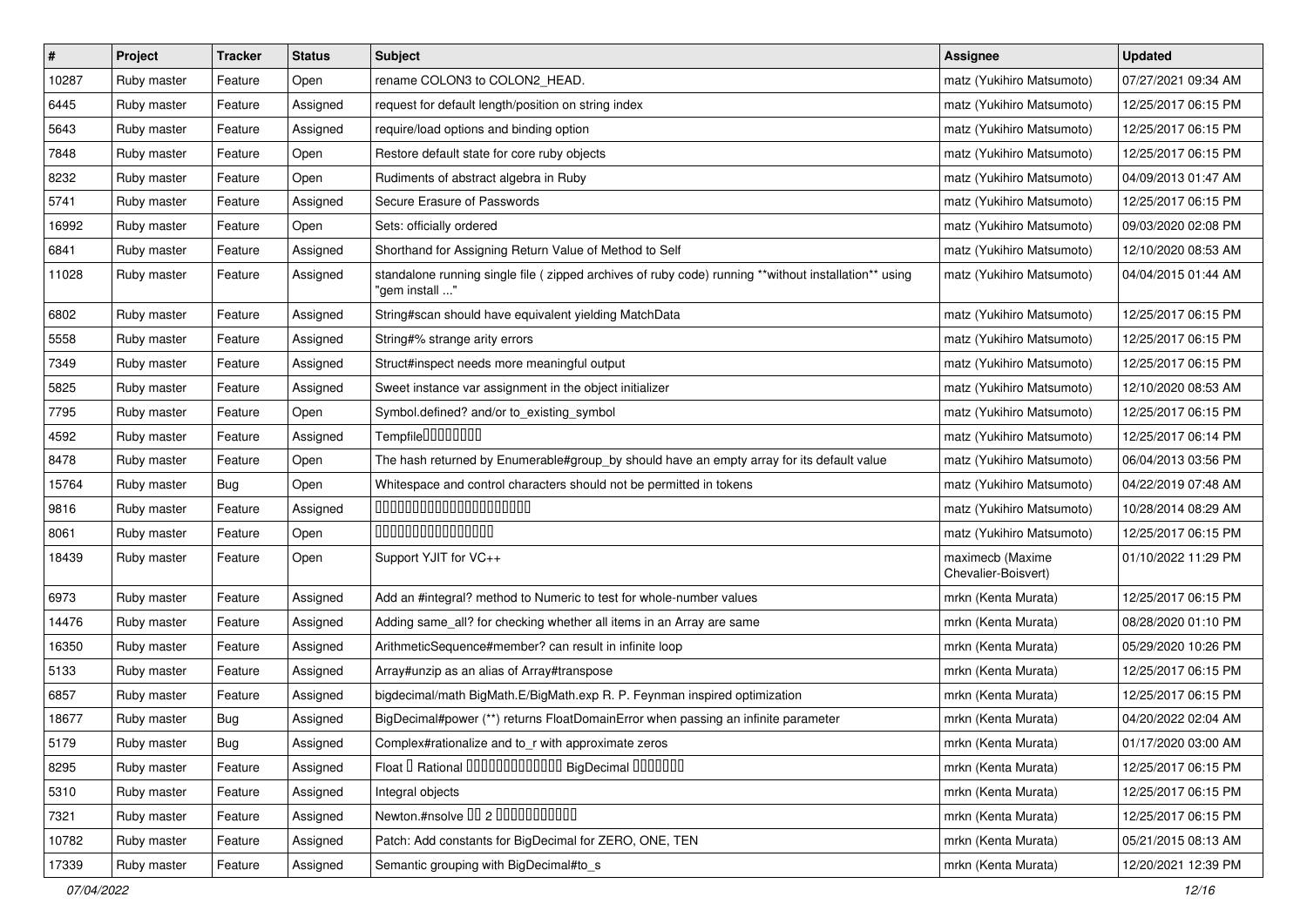| # | Project | Tracker | Status | Subject | Assignee | Updated |
|---|---|---|---|---|---|---|
| 10287 | Ruby master | Feature | Open | rename COLON3 to COLON2_HEAD. | matz (Yukihiro Matsumoto) | 07/27/2021 09:34 AM |
| 6445 | Ruby master | Feature | Assigned | request for default length/position on string index | matz (Yukihiro Matsumoto) | 12/25/2017 06:15 PM |
| 5643 | Ruby master | Feature | Assigned | require/load options and binding option | matz (Yukihiro Matsumoto) | 12/25/2017 06:15 PM |
| 7848 | Ruby master | Feature | Open | Restore default state for core ruby objects | matz (Yukihiro Matsumoto) | 12/25/2017 06:15 PM |
| 8232 | Ruby master | Feature | Open | Rudiments of abstract algebra in Ruby | matz (Yukihiro Matsumoto) | 04/09/2013 01:47 AM |
| 5741 | Ruby master | Feature | Assigned | Secure Erasure of Passwords | matz (Yukihiro Matsumoto) | 12/25/2017 06:15 PM |
| 16992 | Ruby master | Feature | Open | Sets: officially ordered | matz (Yukihiro Matsumoto) | 09/03/2020 02:08 PM |
| 6841 | Ruby master | Feature | Assigned | Shorthand for Assigning Return Value of Method to Self | matz (Yukihiro Matsumoto) | 12/10/2020 08:53 AM |
| 11028 | Ruby master | Feature | Assigned | standalone running single file ( zipped archives of ruby code) running **without installation** using "gem install ..." | matz (Yukihiro Matsumoto) | 04/04/2015 01:44 AM |
| 6802 | Ruby master | Feature | Assigned | String#scan should have equivalent yielding MatchData | matz (Yukihiro Matsumoto) | 12/25/2017 06:15 PM |
| 5558 | Ruby master | Feature | Assigned | String#% strange arity errors | matz (Yukihiro Matsumoto) | 12/25/2017 06:15 PM |
| 7349 | Ruby master | Feature | Assigned | Struct#inspect needs more meaningful output | matz (Yukihiro Matsumoto) | 12/25/2017 06:15 PM |
| 5825 | Ruby master | Feature | Assigned | Sweet instance var assignment in the object initializer | matz (Yukihiro Matsumoto) | 12/10/2020 08:53 AM |
| 7795 | Ruby master | Feature | Open | Symbol.defined? and/or to_existing_symbol | matz (Yukihiro Matsumoto) | 12/25/2017 06:15 PM |
| 4592 | Ruby master | Feature | Assigned | Tempfile□□□□□□□□ | matz (Yukihiro Matsumoto) | 12/25/2017 06:14 PM |
| 8478 | Ruby master | Feature | Open | The hash returned by Enumerable#group_by should have an empty array for its default value | matz (Yukihiro Matsumoto) | 06/04/2013 03:56 PM |
| 15764 | Ruby master | Bug | Open | Whitespace and control characters should not be permitted in tokens | matz (Yukihiro Matsumoto) | 04/22/2019 07:48 AM |
| 9816 | Ruby master | Feature | Assigned | □□□□□□□□□□□□□□□□□□□□□□ | matz (Yukihiro Matsumoto) | 10/28/2014 08:29 AM |
| 8061 | Ruby master | Feature | Open | □□□□□□□□□□□□□□□□ | matz (Yukihiro Matsumoto) | 12/25/2017 06:15 PM |
| 18439 | Ruby master | Feature | Open | Support YJIT for VC++ | maximecb (Maxime Chevalier-Boisvert) | 01/10/2022 11:29 PM |
| 6973 | Ruby master | Feature | Assigned | Add an #integral? method to Numeric to test for whole-number values | mrkn (Kenta Murata) | 12/25/2017 06:15 PM |
| 14476 | Ruby master | Feature | Assigned | Adding same_all? for checking whether all items in an Array are same | mrkn (Kenta Murata) | 08/28/2020 01:10 PM |
| 16350 | Ruby master | Feature | Assigned | ArithmeticSequence#member? can result in infinite loop | mrkn (Kenta Murata) | 05/29/2020 10:26 PM |
| 5133 | Ruby master | Feature | Assigned | Array#unzip as an alias of Array#transpose | mrkn (Kenta Murata) | 12/25/2017 06:15 PM |
| 6857 | Ruby master | Feature | Assigned | bigdecimal/math BigMath.E/BigMath.exp R. P. Feynman inspired optimization | mrkn (Kenta Murata) | 12/25/2017 06:15 PM |
| 18677 | Ruby master | Bug | Assigned | BigDecimal#power (**) returns FloatDomainError when passing an infinite parameter | mrkn (Kenta Murata) | 04/20/2022 02:04 AM |
| 5179 | Ruby master | Bug | Assigned | Complex#rationalize and to_r with approximate zeros | mrkn (Kenta Murata) | 01/17/2020 03:00 AM |
| 8295 | Ruby master | Feature | Assigned | Float □ Rational □□□□□□□□□□□□□ BigDecimal □□□□□□□ | mrkn (Kenta Murata) | 12/25/2017 06:15 PM |
| 5310 | Ruby master | Feature | Assigned | Integral objects | mrkn (Kenta Murata) | 12/25/2017 06:15 PM |
| 7321 | Ruby master | Feature | Assigned | Newton.#nsolve □□ 2 □□□□□□□□□□□ | mrkn (Kenta Murata) | 12/25/2017 06:15 PM |
| 10782 | Ruby master | Feature | Assigned | Patch: Add constants for BigDecimal for ZERO, ONE, TEN | mrkn (Kenta Murata) | 05/21/2015 08:13 AM |
| 17339 | Ruby master | Feature | Assigned | Semantic grouping with BigDecimal#to_s | mrkn (Kenta Murata) | 12/20/2021 12:39 PM |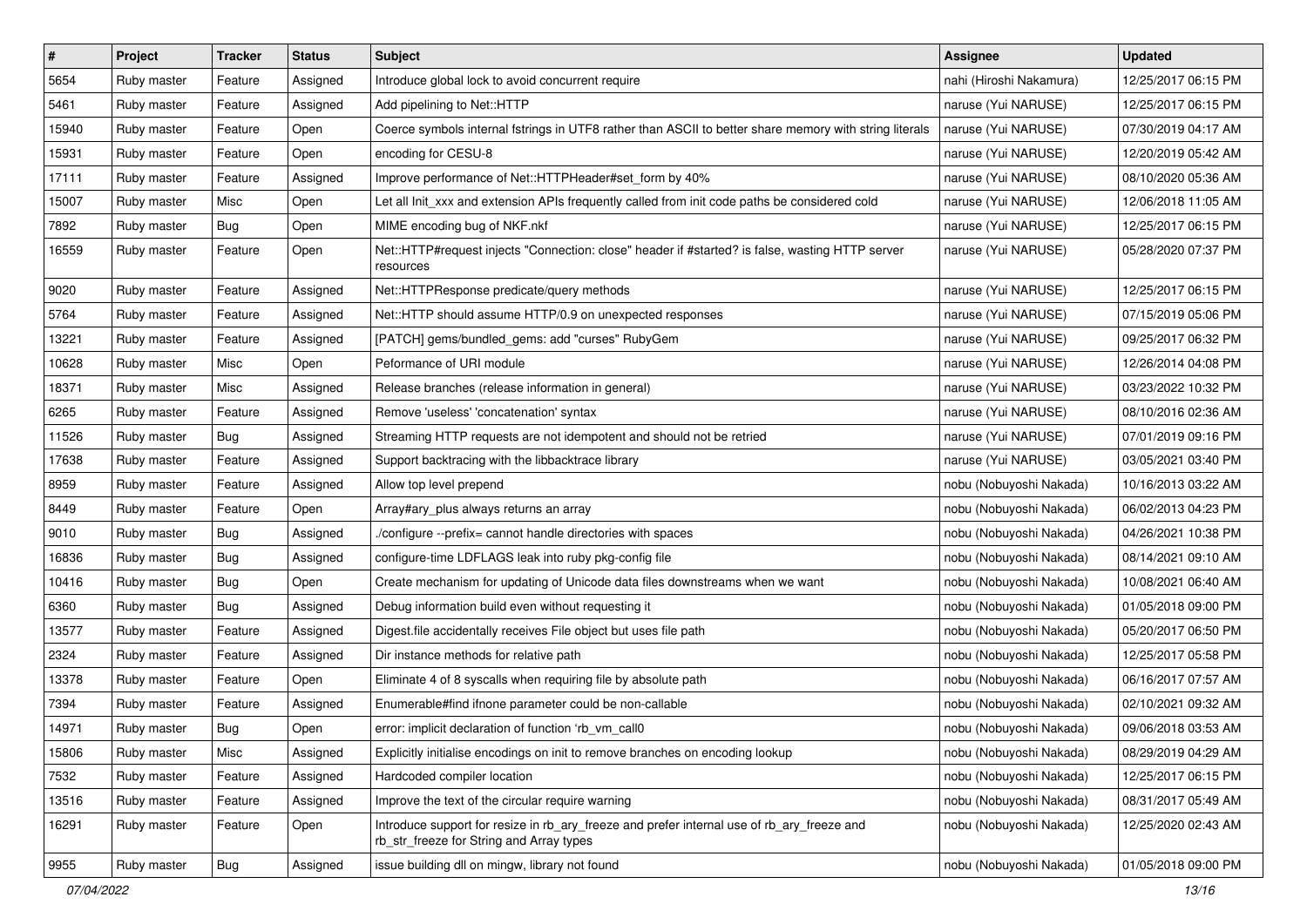| # | Project | Tracker | Status | Subject | Assignee | Updated |
|---|---|---|---|---|---|---|
| 5654 | Ruby master | Feature | Assigned | Introduce global lock to avoid concurrent require | nahi (Hiroshi Nakamura) | 12/25/2017 06:15 PM |
| 5461 | Ruby master | Feature | Assigned | Add pipelining to Net::HTTP | naruse (Yui NARUSE) | 12/25/2017 06:15 PM |
| 15940 | Ruby master | Feature | Open | Coerce symbols internal fstrings in UTF8 rather than ASCII to better share memory with string literals | naruse (Yui NARUSE) | 07/30/2019 04:17 AM |
| 15931 | Ruby master | Feature | Open | encoding for CESU-8 | naruse (Yui NARUSE) | 12/20/2019 05:42 AM |
| 17111 | Ruby master | Feature | Assigned | Improve performance of Net::HTTPHeader#set_form by 40% | naruse (Yui NARUSE) | 08/10/2020 05:36 AM |
| 15007 | Ruby master | Misc | Open | Let all Init_xxx and extension APIs frequently called from init code paths be considered cold | naruse (Yui NARUSE) | 12/06/2018 11:05 AM |
| 7892 | Ruby master | Bug | Open | MIME encoding bug of NKF.nkf | naruse (Yui NARUSE) | 12/25/2017 06:15 PM |
| 16559 | Ruby master | Feature | Open | Net::HTTP#request injects "Connection: close" header if #started? is false, wasting HTTP server resources | naruse (Yui NARUSE) | 05/28/2020 07:37 PM |
| 9020 | Ruby master | Feature | Assigned | Net::HTTPResponse predicate/query methods | naruse (Yui NARUSE) | 12/25/2017 06:15 PM |
| 5764 | Ruby master | Feature | Assigned | Net::HTTP should assume HTTP/0.9 on unexpected responses | naruse (Yui NARUSE) | 07/15/2019 05:06 PM |
| 13221 | Ruby master | Feature | Assigned | [PATCH] gems/bundled_gems: add "curses" RubyGem | naruse (Yui NARUSE) | 09/25/2017 06:32 PM |
| 10628 | Ruby master | Misc | Open | Peformance of URI module | naruse (Yui NARUSE) | 12/26/2014 04:08 PM |
| 18371 | Ruby master | Misc | Assigned | Release branches (release information in general) | naruse (Yui NARUSE) | 03/23/2022 10:32 PM |
| 6265 | Ruby master | Feature | Assigned | Remove 'useless' 'concatenation' syntax | naruse (Yui NARUSE) | 08/10/2016 02:36 AM |
| 11526 | Ruby master | Bug | Assigned | Streaming HTTP requests are not idempotent and should not be retried | naruse (Yui NARUSE) | 07/01/2019 09:16 PM |
| 17638 | Ruby master | Feature | Assigned | Support backtracing with the libbacktrace library | naruse (Yui NARUSE) | 03/05/2021 03:40 PM |
| 8959 | Ruby master | Feature | Assigned | Allow top level prepend | nobu (Nobuyoshi Nakada) | 10/16/2013 03:22 AM |
| 8449 | Ruby master | Feature | Open | Array#ary_plus always returns an array | nobu (Nobuyoshi Nakada) | 06/02/2013 04:23 PM |
| 9010 | Ruby master | Bug | Assigned | ./configure --prefix= cannot handle directories with spaces | nobu (Nobuyoshi Nakada) | 04/26/2021 10:38 PM |
| 16836 | Ruby master | Bug | Assigned | configure-time LDFLAGS leak into ruby pkg-config file | nobu (Nobuyoshi Nakada) | 08/14/2021 09:10 AM |
| 10416 | Ruby master | Bug | Open | Create mechanism for updating of Unicode data files downstreams when we want | nobu (Nobuyoshi Nakada) | 10/08/2021 06:40 AM |
| 6360 | Ruby master | Bug | Assigned | Debug information build even without requesting it | nobu (Nobuyoshi Nakada) | 01/05/2018 09:00 PM |
| 13577 | Ruby master | Feature | Assigned | Digest.file accidentally receives File object but uses file path | nobu (Nobuyoshi Nakada) | 05/20/2017 06:50 PM |
| 2324 | Ruby master | Feature | Assigned | Dir instance methods for relative path | nobu (Nobuyoshi Nakada) | 12/25/2017 05:58 PM |
| 13378 | Ruby master | Feature | Open | Eliminate 4 of 8 syscalls when requiring file by absolute path | nobu (Nobuyoshi Nakada) | 06/16/2017 07:57 AM |
| 7394 | Ruby master | Feature | Assigned | Enumerable#find ifnone parameter could be non-callable | nobu (Nobuyoshi Nakada) | 02/10/2021 09:32 AM |
| 14971 | Ruby master | Bug | Open | error: implicit declaration of function 'rb_vm_call0 | nobu (Nobuyoshi Nakada) | 09/06/2018 03:53 AM |
| 15806 | Ruby master | Misc | Assigned | Explicitly initialise encodings on init to remove branches on encoding lookup | nobu (Nobuyoshi Nakada) | 08/29/2019 04:29 AM |
| 7532 | Ruby master | Feature | Assigned | Hardcoded compiler location | nobu (Nobuyoshi Nakada) | 12/25/2017 06:15 PM |
| 13516 | Ruby master | Feature | Assigned | Improve the text of the circular require warning | nobu (Nobuyoshi Nakada) | 08/31/2017 05:49 AM |
| 16291 | Ruby master | Feature | Open | Introduce support for resize in rb_ary_freeze and prefer internal use of rb_ary_freeze and rb_str_freeze for String and Array types | nobu (Nobuyoshi Nakada) | 12/25/2020 02:43 AM |
| 9955 | Ruby master | Bug | Assigned | issue building dll on mingw, library not found | nobu (Nobuyoshi Nakada) | 01/05/2018 09:00 PM |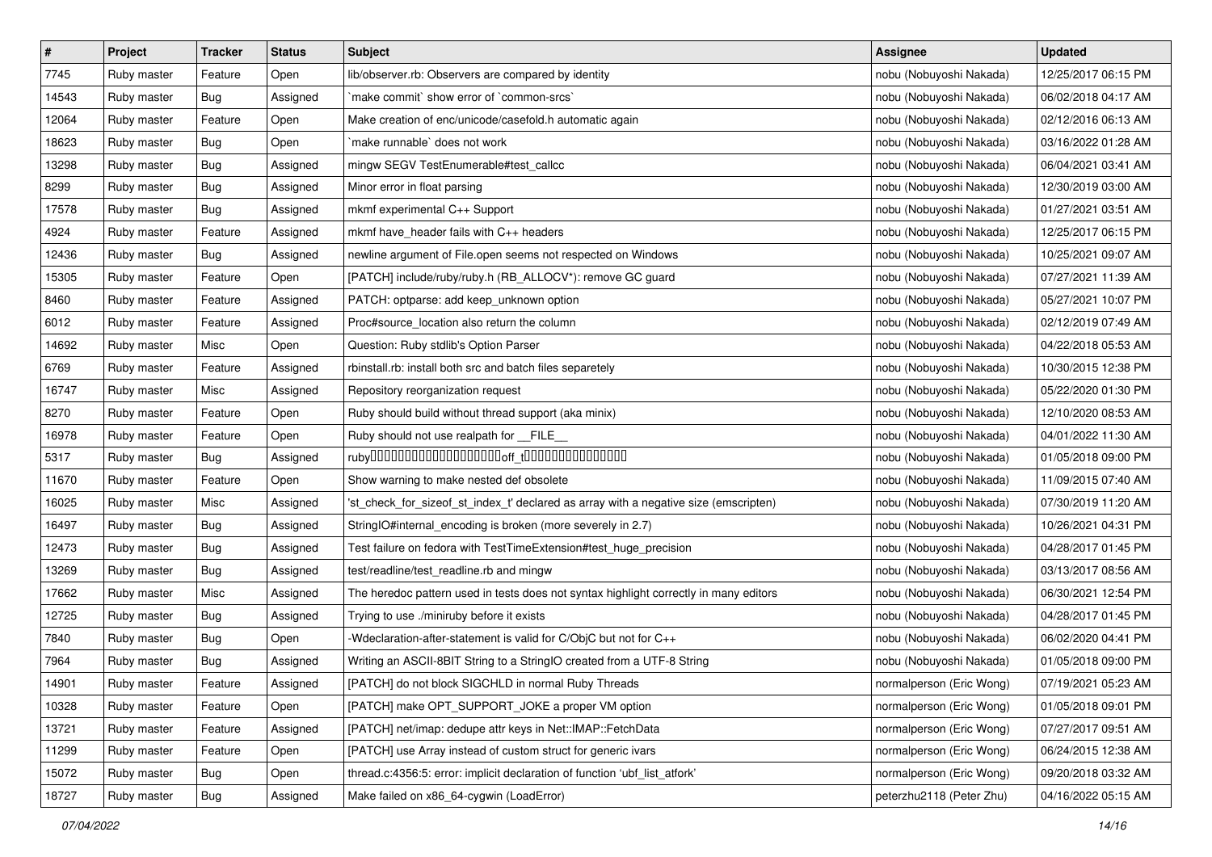| # | Project | Tracker | Status | Subject | Assignee | Updated |
|---|---|---|---|---|---|---|
| 7745 | Ruby master | Feature | Open | lib/observer.rb: Observers are compared by identity | nobu (Nobuyoshi Nakada) | 12/25/2017 06:15 PM |
| 14543 | Ruby master | Bug | Assigned | `make commit` show error of `common-srcs` | nobu (Nobuyoshi Nakada) | 06/02/2018 04:17 AM |
| 12064 | Ruby master | Feature | Open | Make creation of enc/unicode/casefold.h automatic again | nobu (Nobuyoshi Nakada) | 02/12/2016 06:13 AM |
| 18623 | Ruby master | Bug | Open | `make runnable` does not work | nobu (Nobuyoshi Nakada) | 03/16/2022 01:28 AM |
| 13298 | Ruby master | Bug | Assigned | mingw SEGV TestEnumerable#test_callcc | nobu (Nobuyoshi Nakada) | 06/04/2021 03:41 AM |
| 8299 | Ruby master | Bug | Assigned | Minor error in float parsing | nobu (Nobuyoshi Nakada) | 12/30/2019 03:00 AM |
| 17578 | Ruby master | Bug | Assigned | mkmf experimental C++ Support | nobu (Nobuyoshi Nakada) | 01/27/2021 03:51 AM |
| 4924 | Ruby master | Feature | Assigned | mkmf have_header fails with C++ headers | nobu (Nobuyoshi Nakada) | 12/25/2017 06:15 PM |
| 12436 | Ruby master | Bug | Assigned | newline argument of File.open seems not respected on Windows | nobu (Nobuyoshi Nakada) | 10/25/2021 09:07 AM |
| 15305 | Ruby master | Feature | Open | [PATCH] include/ruby/ruby.h (RB_ALLOCV*): remove GC guard | nobu (Nobuyoshi Nakada) | 07/27/2021 11:39 AM |
| 8460 | Ruby master | Feature | Assigned | PATCH: optparse: add keep_unknown option | nobu (Nobuyoshi Nakada) | 05/27/2021 10:07 PM |
| 6012 | Ruby master | Feature | Assigned | Proc#source_location also return the column | nobu (Nobuyoshi Nakada) | 02/12/2019 07:49 AM |
| 14692 | Ruby master | Misc | Open | Question: Ruby stdlib's Option Parser | nobu (Nobuyoshi Nakada) | 04/22/2018 05:53 AM |
| 6769 | Ruby master | Feature | Assigned | rbinstall.rb: install both src and batch files separetely | nobu (Nobuyoshi Nakada) | 10/30/2015 12:38 PM |
| 16747 | Ruby master | Misc | Assigned | Repository reorganization request | nobu (Nobuyoshi Nakada) | 05/22/2020 01:30 PM |
| 8270 | Ruby master | Feature | Open | Ruby should build without thread support (aka minix) | nobu (Nobuyoshi Nakada) | 12/10/2020 08:53 AM |
| 16978 | Ruby master | Feature | Open | Ruby should not use realpath for __FILE__ | nobu (Nobuyoshi Nakada) | 04/01/2022 11:30 AM |
| 5317 | Ruby master | Bug | Assigned | ruby□□□□□□□□□□□□□□□□□□□□off_t□□□□□□□□□□□□□□□ | nobu (Nobuyoshi Nakada) | 01/05/2018 09:00 PM |
| 11670 | Ruby master | Feature | Open | Show warning to make nested def obsolete | nobu (Nobuyoshi Nakada) | 11/09/2015 07:40 AM |
| 16025 | Ruby master | Misc | Assigned | 'st_check_for_sizeof_st_index_t' declared as array with a negative size (emscripten) | nobu (Nobuyoshi Nakada) | 07/30/2019 11:20 AM |
| 16497 | Ruby master | Bug | Assigned | StringIO#internal_encoding is broken (more severely in 2.7) | nobu (Nobuyoshi Nakada) | 10/26/2021 04:31 PM |
| 12473 | Ruby master | Bug | Assigned | Test failure on fedora with TestTimeExtension#test_huge_precision | nobu (Nobuyoshi Nakada) | 04/28/2017 01:45 PM |
| 13269 | Ruby master | Bug | Assigned | test/readline/test_readline.rb and mingw | nobu (Nobuyoshi Nakada) | 03/13/2017 08:56 AM |
| 17662 | Ruby master | Misc | Assigned | The heredoc pattern used in tests does not syntax highlight correctly in many editors | nobu (Nobuyoshi Nakada) | 06/30/2021 12:54 PM |
| 12725 | Ruby master | Bug | Assigned | Trying to use ./miniruby before it exists | nobu (Nobuyoshi Nakada) | 04/28/2017 01:45 PM |
| 7840 | Ruby master | Bug | Open | -Wdeclaration-after-statement is valid for C/ObjC but not for C++ | nobu (Nobuyoshi Nakada) | 06/02/2020 04:41 PM |
| 7964 | Ruby master | Bug | Assigned | Writing an ASCII-8BIT String to a StringIO created from a UTF-8 String | nobu (Nobuyoshi Nakada) | 01/05/2018 09:00 PM |
| 14901 | Ruby master | Feature | Assigned | [PATCH] do not block SIGCHLD in normal Ruby Threads | normalperson (Eric Wong) | 07/19/2021 05:23 AM |
| 10328 | Ruby master | Feature | Open | [PATCH] make OPT_SUPPORT_JOKE a proper VM option | normalperson (Eric Wong) | 01/05/2018 09:01 PM |
| 13721 | Ruby master | Feature | Assigned | [PATCH] net/imap: dedupe attr keys in Net::IMAP::FetchData | normalperson (Eric Wong) | 07/27/2017 09:51 AM |
| 11299 | Ruby master | Feature | Open | [PATCH] use Array instead of custom struct for generic ivars | normalperson (Eric Wong) | 06/24/2015 12:38 AM |
| 15072 | Ruby master | Bug | Open | thread.c:4356:5: error: implicit declaration of function 'ubf_list_atfork' | normalperson (Eric Wong) | 09/20/2018 03:32 AM |
| 18727 | Ruby master | Bug | Assigned | Make failed on x86_64-cygwin (LoadError) | peterzhu2118 (Peter Zhu) | 04/16/2022 05:15 AM |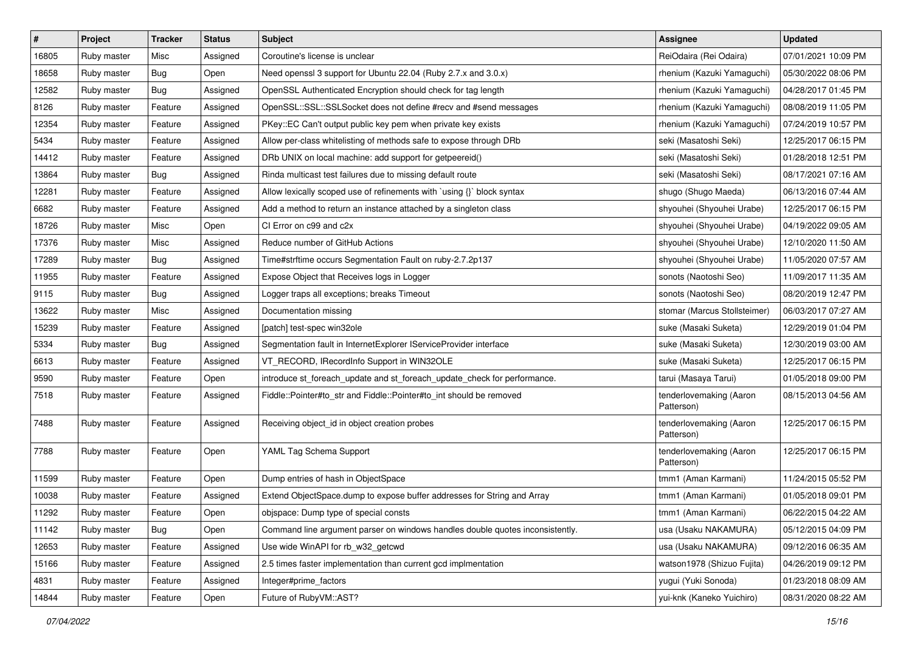| # | Project | Tracker | Status | Subject | Assignee | Updated |
|---|---|---|---|---|---|---|
| 16805 | Ruby master | Misc | Assigned | Coroutine's license is unclear | ReiOdaira (Rei Odaira) | 07/01/2021 10:09 PM |
| 18658 | Ruby master | Bug | Open | Need openssl 3 support for Ubuntu 22.04 (Ruby 2.7.x and 3.0.x) | rhenium (Kazuki Yamaguchi) | 05/30/2022 08:06 PM |
| 12582 | Ruby master | Bug | Assigned | OpenSSL Authenticated Encryption should check for tag length | rhenium (Kazuki Yamaguchi) | 04/28/2017 01:45 PM |
| 8126 | Ruby master | Feature | Assigned | OpenSSL::SSL::SSLSocket does not define #recv and #send messages | rhenium (Kazuki Yamaguchi) | 08/08/2019 11:05 PM |
| 12354 | Ruby master | Feature | Assigned | PKey::EC Can't output public key pem when private key exists | rhenium (Kazuki Yamaguchi) | 07/24/2019 10:57 PM |
| 5434 | Ruby master | Feature | Assigned | Allow per-class whitelisting of methods safe to expose through DRb | seki (Masatoshi Seki) | 12/25/2017 06:15 PM |
| 14412 | Ruby master | Feature | Assigned | DRb UNIX on local machine: add support for getpeereid() | seki (Masatoshi Seki) | 01/28/2018 12:51 PM |
| 13864 | Ruby master | Bug | Assigned | Rinda multicast test failures due to missing default route | seki (Masatoshi Seki) | 08/17/2021 07:16 AM |
| 12281 | Ruby master | Feature | Assigned | Allow lexically scoped use of refinements with `using {}` block syntax | shugo (Shugo Maeda) | 06/13/2016 07:44 AM |
| 6682 | Ruby master | Feature | Assigned | Add a method to return an instance attached by a singleton class | shyouhei (Shyouhei Urabe) | 12/25/2017 06:15 PM |
| 18726 | Ruby master | Misc | Open | CI Error on c99 and c2x | shyouhei (Shyouhei Urabe) | 04/19/2022 09:05 AM |
| 17376 | Ruby master | Misc | Assigned | Reduce number of GitHub Actions | shyouhei (Shyouhei Urabe) | 12/10/2020 11:50 AM |
| 17289 | Ruby master | Bug | Assigned | Time#strftime occurs Segmentation Fault on ruby-2.7.2p137 | shyouhei (Shyouhei Urabe) | 11/05/2020 07:57 AM |
| 11955 | Ruby master | Feature | Assigned | Expose Object that Receives logs in Logger | sonots (Naotoshi Seo) | 11/09/2017 11:35 AM |
| 9115 | Ruby master | Bug | Assigned | Logger traps all exceptions; breaks Timeout | sonots (Naotoshi Seo) | 08/20/2019 12:47 PM |
| 13622 | Ruby master | Misc | Assigned | Documentation missing | stomar (Marcus Stollsteimer) | 06/03/2017 07:27 AM |
| 15239 | Ruby master | Feature | Assigned | [patch] test-spec win32ole | suke (Masaki Suketa) | 12/29/2019 01:04 PM |
| 5334 | Ruby master | Bug | Assigned | Segmentation fault in InternetExplorer IServiceProvider interface | suke (Masaki Suketa) | 12/30/2019 03:00 AM |
| 6613 | Ruby master | Feature | Assigned | VT_RECORD, IRecordInfo Support in WIN32OLE | suke (Masaki Suketa) | 12/25/2017 06:15 PM |
| 9590 | Ruby master | Feature | Open | introduce st_foreach_update and st_foreach_update_check for performance. | tarui (Masaya Tarui) | 01/05/2018 09:00 PM |
| 7518 | Ruby master | Feature | Assigned | Fiddle::Pointer#to_str and Fiddle::Pointer#to_int should be removed | tenderlovemaking (Aaron Patterson) | 08/15/2013 04:56 AM |
| 7488 | Ruby master | Feature | Assigned | Receiving object_id in object creation probes | tenderlovemaking (Aaron Patterson) | 12/25/2017 06:15 PM |
| 7788 | Ruby master | Feature | Open | YAML Tag Schema Support | tenderlovemaking (Aaron Patterson) | 12/25/2017 06:15 PM |
| 11599 | Ruby master | Feature | Open | Dump entries of hash in ObjectSpace | tmm1 (Aman Karmani) | 11/24/2015 05:52 PM |
| 10038 | Ruby master | Feature | Assigned | Extend ObjectSpace.dump to expose buffer addresses for String and Array | tmm1 (Aman Karmani) | 01/05/2018 09:01 PM |
| 11292 | Ruby master | Feature | Open | objspace: Dump type of special consts | tmm1 (Aman Karmani) | 06/22/2015 04:22 AM |
| 11142 | Ruby master | Bug | Open | Command line argument parser on windows handles double quotes inconsistently. | usa (Usaku NAKAMURA) | 05/12/2015 04:09 PM |
| 12653 | Ruby master | Feature | Assigned | Use wide WinAPI for rb_w32_getcwd | usa (Usaku NAKAMURA) | 09/12/2016 06:35 AM |
| 15166 | Ruby master | Feature | Assigned | 2.5 times faster implementation than current gcd implmentation | watson1978 (Shizuo Fujita) | 04/26/2019 09:12 PM |
| 4831 | Ruby master | Feature | Assigned | Integer#prime_factors | yugui (Yuki Sonoda) | 01/23/2018 08:09 AM |
| 14844 | Ruby master | Feature | Open | Future of RubyVM::AST? | yui-knk (Kaneko Yuichiro) | 08/31/2020 08:22 AM |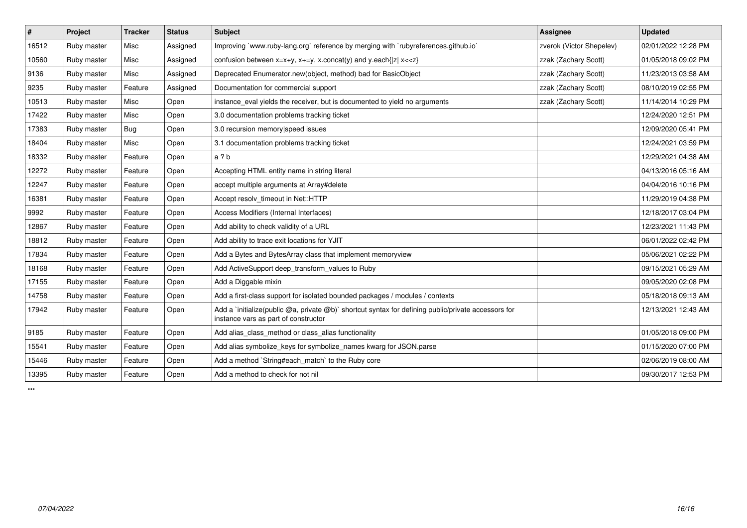| # | Project | Tracker | Status | Subject | Assignee | Updated |
|---|---|---|---|---|---|---|
| 16512 | Ruby master | Misc | Assigned | Improving `www.ruby-lang.org` reference by merging with `rubyreferences.github.io` | zverok (Victor Shepelev) | 02/01/2022 12:28 PM |
| 10560 | Ruby master | Misc | Assigned | confusion between x=x+y, x+=y, x.concat(y) and y.each{\|z\| x<<z} | zzak (Zachary Scott) | 01/05/2018 09:02 PM |
| 9136 | Ruby master | Misc | Assigned | Deprecated Enumerator.new(object, method) bad for BasicObject | zzak (Zachary Scott) | 11/23/2013 03:58 AM |
| 9235 | Ruby master | Feature | Assigned | Documentation for commercial support | zzak (Zachary Scott) | 08/10/2019 02:55 PM |
| 10513 | Ruby master | Misc | Open | instance_eval yields the receiver, but is documented to yield no arguments | zzak (Zachary Scott) | 11/14/2014 10:29 PM |
| 17422 | Ruby master | Misc | Open | 3.0 documentation problems tracking ticket | | 12/24/2020 12:51 PM |
| 17383 | Ruby master | Bug | Open | 3.0 recursion memory\|speed issues | | 12/09/2020 05:41 PM |
| 18404 | Ruby master | Misc | Open | 3.1 documentation problems tracking ticket | | 12/24/2021 03:59 PM |
| 18332 | Ruby master | Feature | Open | a ? b | | 12/29/2021 04:38 AM |
| 12272 | Ruby master | Feature | Open | Accepting HTML entity name in string literal | | 04/13/2016 05:16 AM |
| 12247 | Ruby master | Feature | Open | accept multiple arguments at Array#delete | | 04/04/2016 10:16 PM |
| 16381 | Ruby master | Feature | Open | Accept resolv_timeout in Net::HTTP | | 11/29/2019 04:38 PM |
| 9992 | Ruby master | Feature | Open | Access Modifiers (Internal Interfaces) | | 12/18/2017 03:04 PM |
| 12867 | Ruby master | Feature | Open | Add ability to check validity of a URL | | 12/23/2021 11:43 PM |
| 18812 | Ruby master | Feature | Open | Add ability to trace exit locations for YJIT | | 06/01/2022 02:42 PM |
| 17834 | Ruby master | Feature | Open | Add a Bytes and BytesArray class that implement memoryview | | 05/06/2021 02:22 PM |
| 18168 | Ruby master | Feature | Open | Add ActiveSupport deep_transform_values to Ruby | | 09/15/2021 05:29 AM |
| 17155 | Ruby master | Feature | Open | Add a Diggable mixin | | 09/05/2020 02:08 PM |
| 14758 | Ruby master | Feature | Open | Add a first-class support for isolated bounded packages / modules / contexts | | 05/18/2018 09:13 AM |
| 17942 | Ruby master | Feature | Open | Add a `initialize(public @a, private @b)` shortcut syntax for defining public/private accessors for instance vars as part of constructor | | 12/13/2021 12:43 AM |
| 9185 | Ruby master | Feature | Open | Add alias_class_method or class_alias functionality | | 01/05/2018 09:00 PM |
| 15541 | Ruby master | Feature | Open | Add alias symbolize_keys for symbolize_names kwarg for JSON.parse | | 01/15/2020 07:00 PM |
| 15446 | Ruby master | Feature | Open | Add a method `String#each_match` to the Ruby core | | 02/06/2019 08:00 AM |
| 13395 | Ruby master | Feature | Open | Add a method to check for not nil | | 09/30/2017 12:53 PM |

...